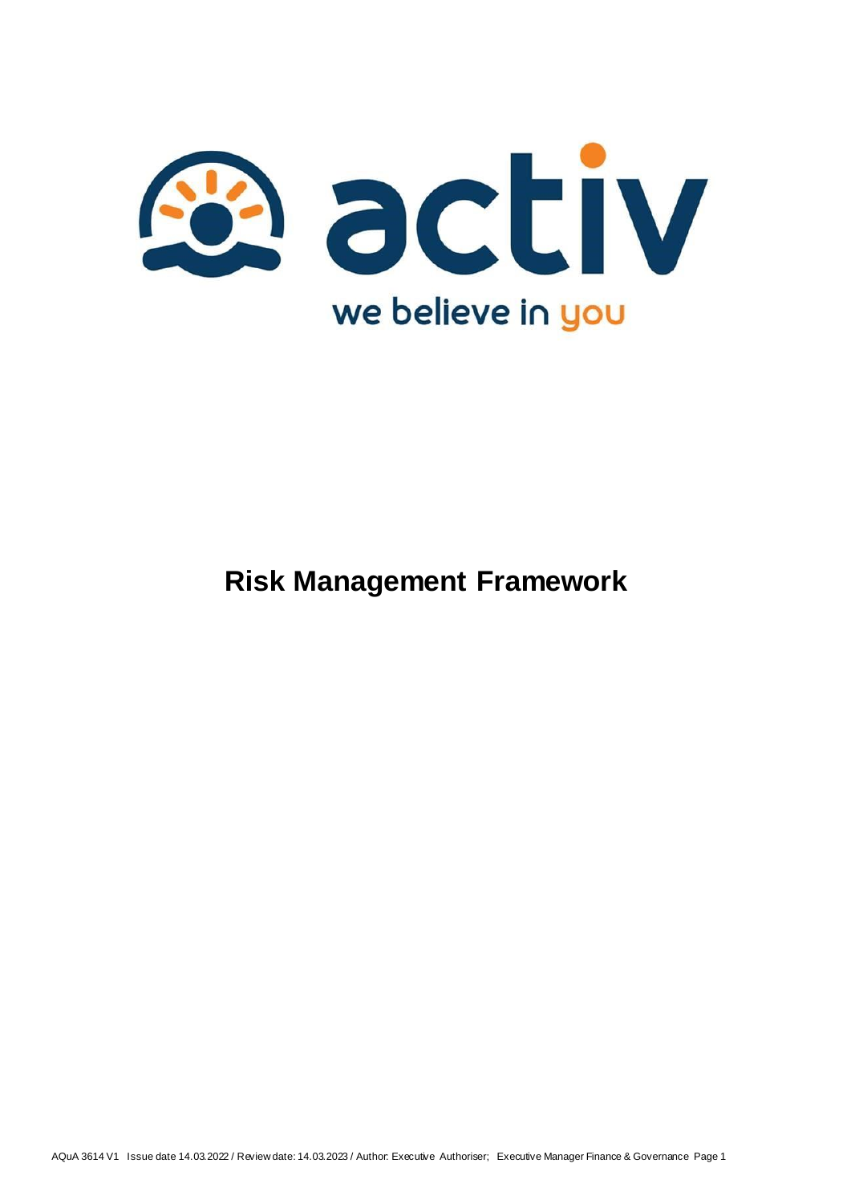activ

we believe in you

# Risk Management Framework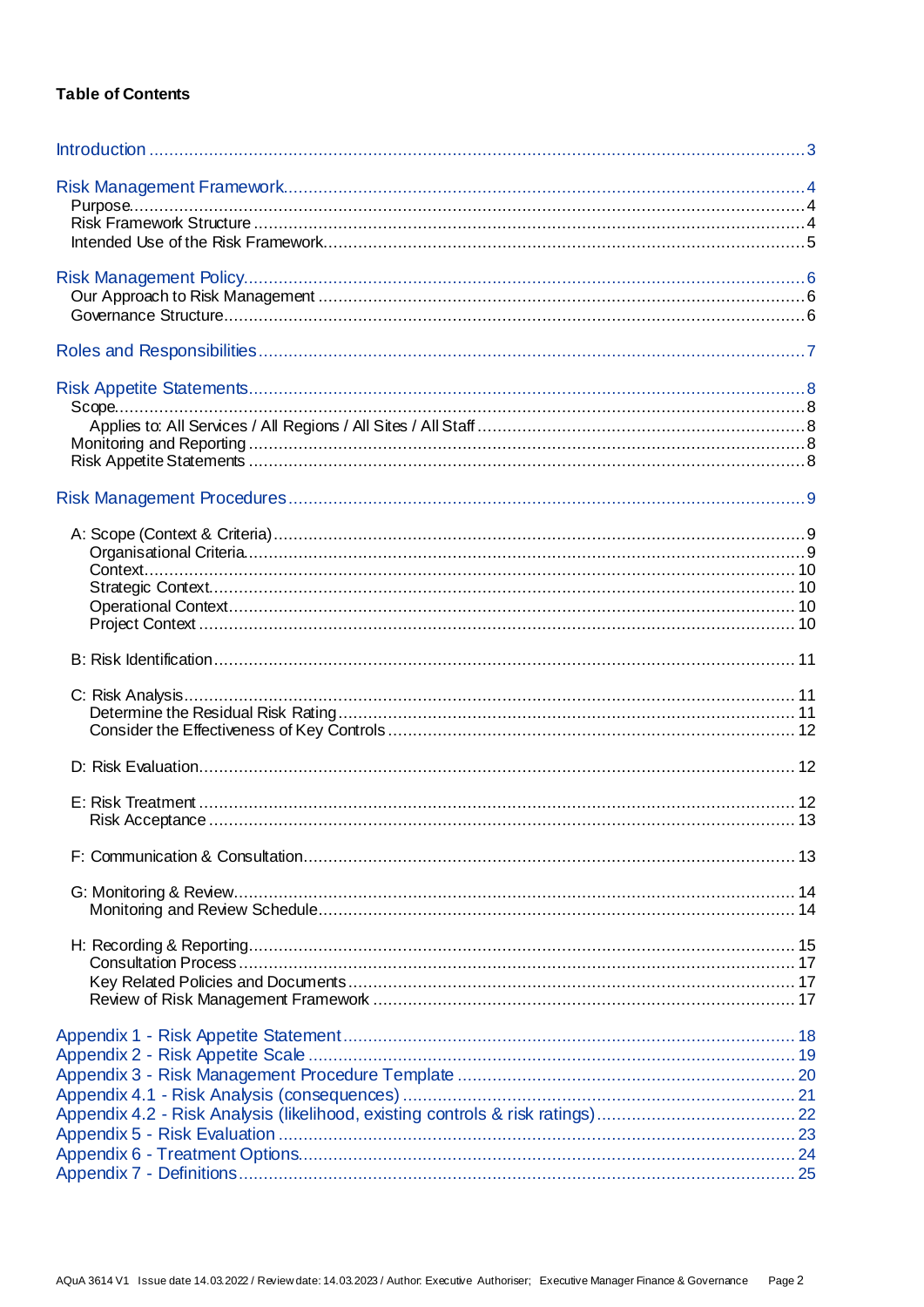**Table of Contents**

- Introduction ... 3
- Risk Management Framework ... 4
  - Purpose ... 4
  - Risk Framework Structure ... 4
  - Intended Use of the Risk Framework ... 5
- Risk Management Policy ... 6
  - Our Approach to Risk Management ... 6
  - Governance Structure ... 6
- Roles and Responsibilities ... 7
- Risk Appetite Statements ... 8
  - Scope ... 8
    - Applies to: All Services / All Regions / All Sites / All Staff ... 8
  - Monitoring and Reporting ... 8
  - Risk Appetite Statements ... 8
- Risk Management Procedures ... 9
  - A: Scope (Context & Criteria) ... 9
    - Organisational Criteria ... 9
    - Context ... 10
    - Strategic Context ... 10
    - Operational Context ... 10
    - Project Context ... 10
  - B: Risk Identification ... 11
  - C: Risk Analysis ... 11
    - Determine the Residual Risk Rating ... 11
    - Consider the Effectiveness of Key Controls ... 12
  - D: Risk Evaluation ... 12
  - E: Risk Treatment ... 12
    - Risk Acceptance ... 13
  - F: Communication & Consultation ... 13
  - G: Monitoring & Review ... 14
    - Monitoring and Review Schedule ... 14
  - H: Recording & Reporting ... 15
    - Consultation Process ... 17
    - Key Related Policies and Documents ... 17
    - Review of Risk Management Framework ... 17
- Appendix 1 - Risk Appetite Statement ... 18
- Appendix 2 - Risk Appetite Scale ... 19
- Appendix 3 - Risk Management Procedure Template ... 20
- Appendix 4.1 - Risk Analysis (consequences) ... 21
- Appendix 4.2 - Risk Analysis (likelihood, existing controls & risk ratings) ... 22
- Appendix 5 - Risk Evaluation ... 23
- Appendix 6 - Treatment Options ... 24
- Appendix 7 - Definitions ... 25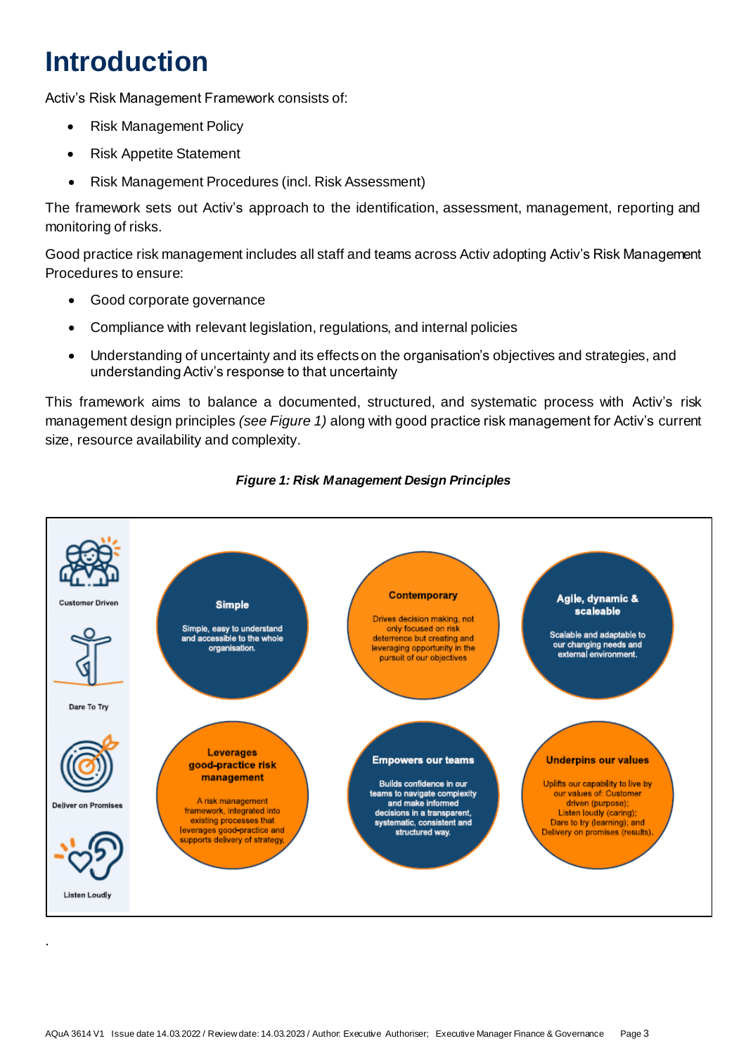# Introduction

Activ's Risk Management Framework consists of:

- Risk Management Policy
- Risk Appetite Statement
- Risk Management Procedures (incl. Risk Assessment)

The framework sets out Activ's approach to the identification, assessment, management, reporting and monitoring of risks.

Good practice risk management includes all staff and teams across Activ adopting Activ's Risk Management Procedures to ensure:

- Good corporate governance
- Compliance with relevant legislation, regulations, and internal policies
- Understanding of uncertainty and its effects on the organisation's objectives and strategies, and understanding Activ's response to that uncertainty

This framework aims to balance a documented, structured, and systematic process with Activ's risk management design principles *(see Figure 1)* along with good practice risk management for Activ's current size, resource availability and complexity.

***Figure 1: Risk Management Design Principles***

Customer Driven

Dare To Try

Deliver on Promises

Listen Loudly

**Simple**
Simple, easy to understand and accessible to the whole organisation.

**Contemporary**
Drives decision making, not only focused on risk deterrence but creating and leveraging opportunity in the pursuit of our objectives

**Agile, dynamic & scaleable**
Scalable and adaptable to our changing needs and external environment.

**Leverages good-practice risk management**
A risk management framework, integrated into existing processes that leverages good-practice and supports delivery of strategy.

**Empowers our teams**
Builds confidence in our teams to navigate complexity and make informed decisions in a transparent, systematic, consistent and structured way.

**Underpins our values**
Uplifts our capability to live by our values of: Customer driven (purpose); Listen loudly (caring); Dare to try (learning); and Delivery on promises (results).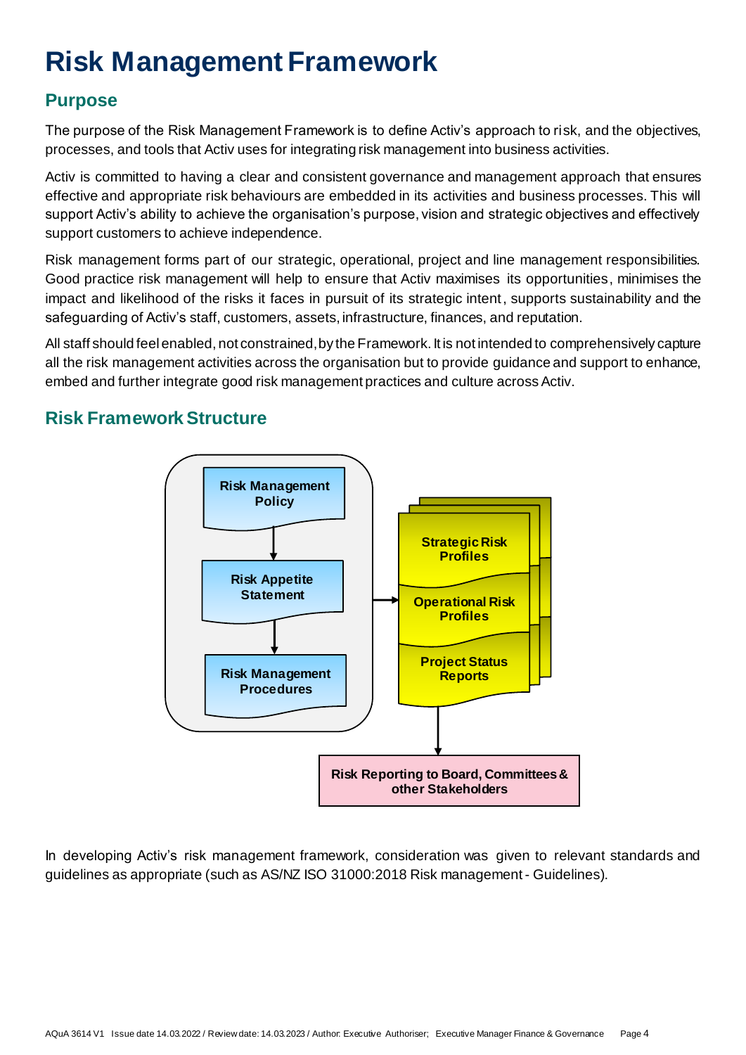# Risk Management Framework

## Purpose

The purpose of the Risk Management Framework is to define Activ's approach to risk, and the objectives, processes, and tools that Activ uses for integrating risk management into business activities.

Activ is committed to having a clear and consistent governance and management approach that ensures effective and appropriate risk behaviours are embedded in its activities and business processes. This will support Activ's ability to achieve the organisation's purpose, vision and strategic objectives and effectively support customers to achieve independence.

Risk management forms part of our strategic, operational, project and line management responsibilities. Good practice risk management will help to ensure that Activ maximises its opportunities, minimises the impact and likelihood of the risks it faces in pursuit of its strategic intent, supports sustainability and the safeguarding of Activ's staff, customers, assets, infrastructure, finances, and reputation.

All staff should feel enabled, not constrained, by the Framework. It is not intended to comprehensively capture all the risk management activities across the organisation but to provide guidance and support to enhance, embed and further integrate good risk management practices and culture across Activ.

## Risk Framework Structure

Risk Management Policy → Risk Appetite Statement → Risk Management Procedures

→ Strategic Risk Profiles / Operational Risk Profiles / Project Status Reports

→ Risk Reporting to Board, Committees & other Stakeholders

In developing Activ's risk management framework, consideration was given to relevant standards and guidelines as appropriate (such as AS/NZ ISO 31000:2018 Risk management - Guidelines).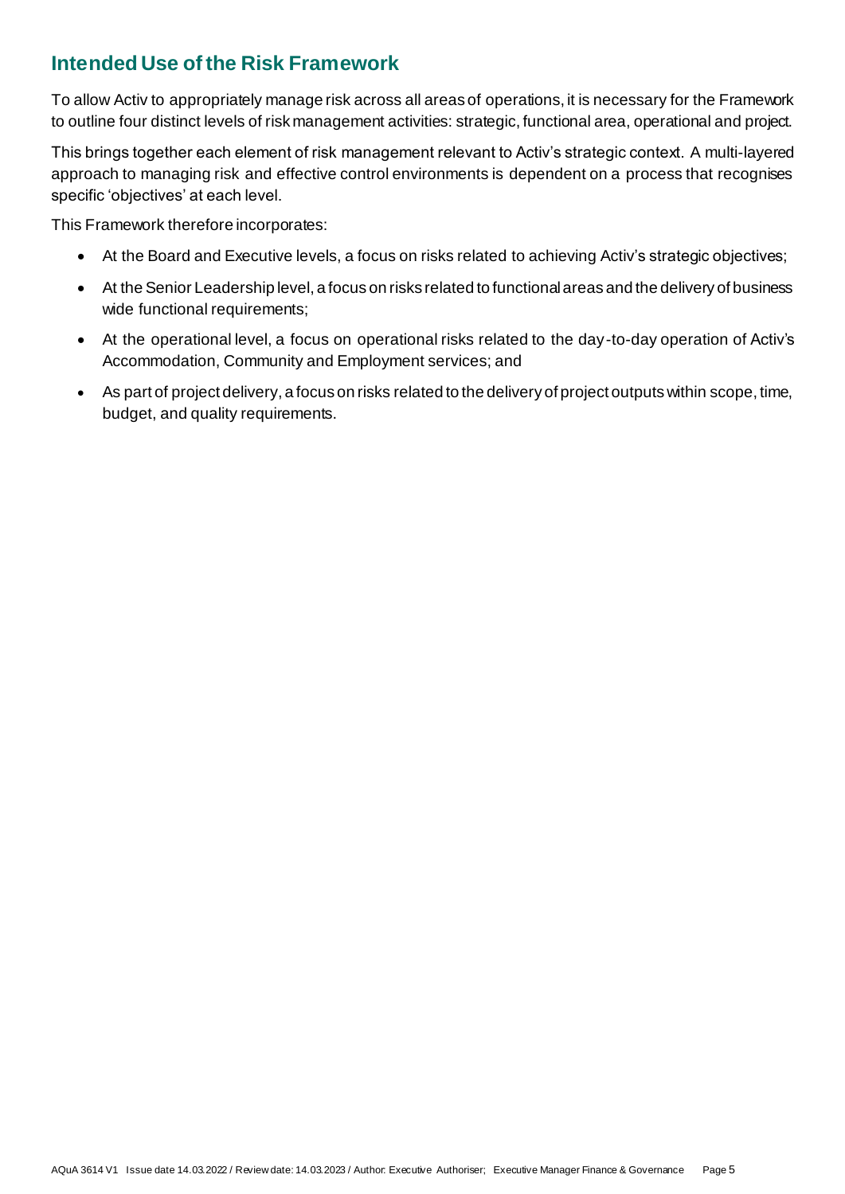## Intended Use of the Risk Framework

To allow Activ to appropriately manage risk across all areas of operations, it is necessary for the Framework to outline four distinct levels of risk management activities: strategic, functional area, operational and project.

This brings together each element of risk management relevant to Activ's strategic context. A multi-layered approach to managing risk and effective control environments is dependent on a process that recognises specific 'objectives' at each level.

This Framework therefore incorporates:

- At the Board and Executive levels, a focus on risks related to achieving Activ's strategic objectives;
- At the Senior Leadership level, a focus on risks related to functional areas and the delivery of business wide functional requirements;
- At the operational level, a focus on operational risks related to the day-to-day operation of Activ's Accommodation, Community and Employment services; and
- As part of project delivery, a focus on risks related to the delivery of project outputs within scope, time, budget, and quality requirements.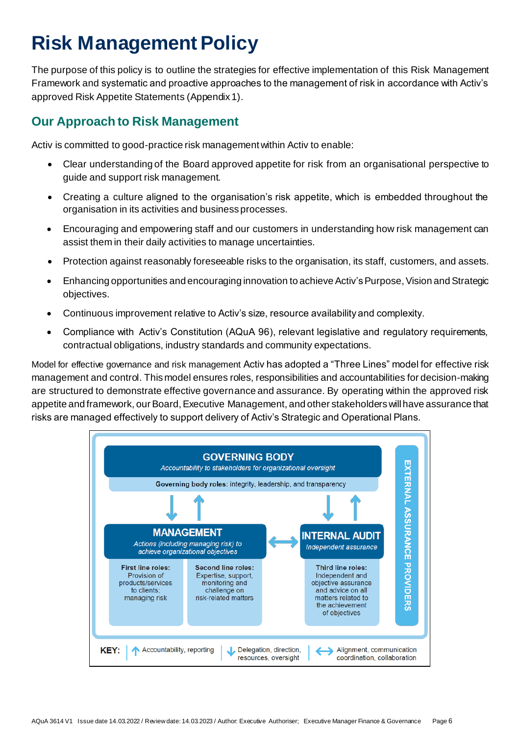# Risk Management Policy

The purpose of this policy is to outline the strategies for effective implementation of this Risk Management Framework and systematic and proactive approaches to the management of risk in accordance with Activ's approved Risk Appetite Statements (Appendix 1).

## Our Approach to Risk Management

Activ is committed to good-practice risk management within Activ to enable:

- Clear understanding of the Board approved appetite for risk from an organisational perspective to guide and support risk management.
- Creating a culture aligned to the organisation's risk appetite, which is embedded throughout the organisation in its activities and business processes.
- Encouraging and empowering staff and our customers in understanding how risk management can assist them in their daily activities to manage uncertainties.
- Protection against reasonably foreseeable risks to the organisation, its staff, customers, and assets.
- Enhancing opportunities and encouraging innovation to achieve Activ's Purpose, Vision and Strategic objectives.
- Continuous improvement relative to Activ's size, resource availability and complexity.
- Compliance with Activ's Constitution (AQuA 96), relevant legislative and regulatory requirements, contractual obligations, industry standards and community expectations.

Model for effective governance and risk management Activ has adopted a "Three Lines" model for effective risk management and control. This model ensures roles, responsibilities and accountabilities for decision-making are structured to demonstrate effective governance and assurance. By operating within the approved risk appetite and framework, our Board, Executive Management, and other stakeholders will have assurance that risks are managed effectively to support delivery of Activ's Strategic and Operational Plans.

**GOVERNING BODY**
*Accountability to stakeholders for organizational oversight*
**Governing body roles:** integrity, leadership, and transparency

**MANAGEMENT**
*Actions (including managing risk) to achieve organizational objectives*

- **First line roles:** Provision of products/services to clients; managing risk
- **Second line roles:** Expertise, support, monitoring and challenge on risk-related matters

**INTERNAL AUDIT**
*Independent assurance*

- **Third line roles:** Independent and objective assurance and advice on all matters related to the achievement of objectives

**EXTERNAL ASSURANCE PROVIDERS**

**KEY:** ↑ Accountability, reporting | ↓ Delegation, direction, resources, oversight | ↔ Alignment, communication coordination, collaboration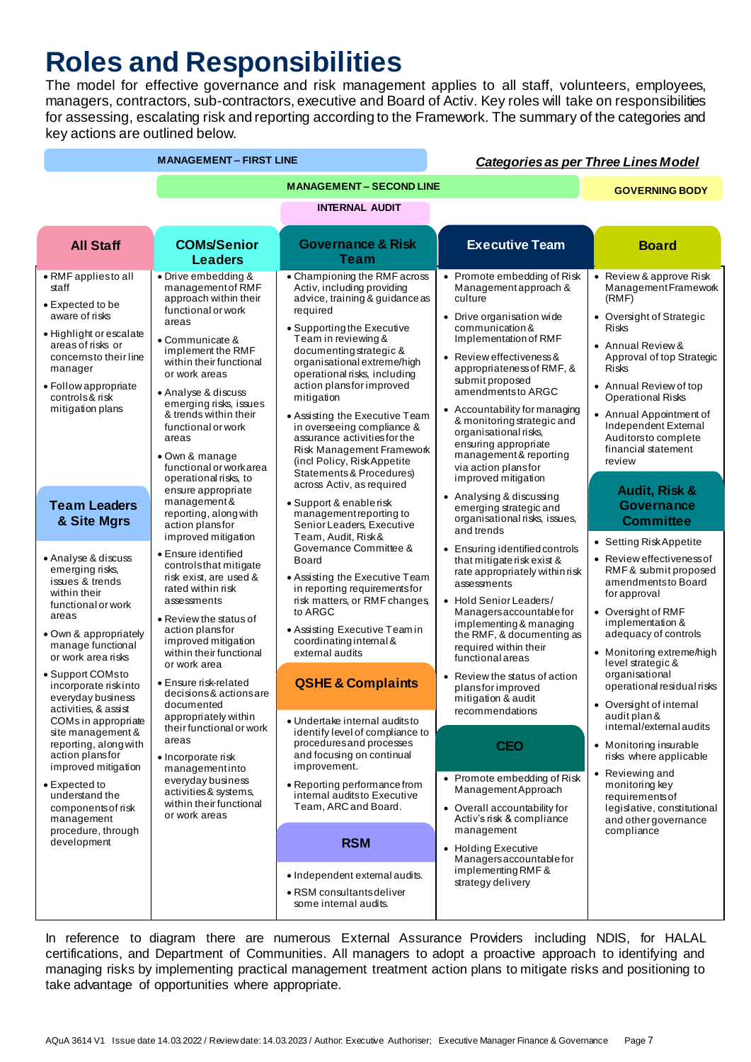# Roles and Responsibilities

The model for effective governance and risk management applies to all staff, volunteers, employees, managers, contractors, sub-contractors, executive and Board of Activ. Key roles will take on responsibilities for assessing, escalating risk and reporting according to the Framework. The summary of the categories and key actions are outlined below.

***Categories as per Three Lines Model***

- **MANAGEMENT – FIRST LINE**
- **MANAGEMENT – SECOND LINE**
- **INTERNAL AUDIT**
- **GOVERNING BODY**

### All Staff

- RMF applies to all staff
- Expected to be aware of risks
- Highlight or escalate areas of risks or concerns to their line manager
- Follow appropriate controls & risk mitigation plans

### Team Leaders & Site Mgrs

- Analyse & discuss emerging risks, issues & trends within their functional or work areas
- Own & appropriately manage functional or work area risks
- Support COMs to incorporate risk into everyday business activities, & assist COMs in appropriate site management & reporting, along with action plans for improved mitigation
- Expected to understand the components of risk management procedure, through development

### COMs/Senior Leaders

- Drive embedding & management of RMF approach within their functional or work areas
- Communicate & implement the RMF within their functional or work areas
- Analyse & discuss emerging risks, issues & trends within their functional or work areas
- Own & manage functional or work area operational risks, to ensure appropriate management & reporting, along with action plans for improved mitigation
- Ensure identified controls that mitigate risk exist, are used & rated within risk assessments
- Review the status of action plans for improved mitigation within their functional or work area
- Ensure risk-related decisions & actions are documented appropriately within their functional or work areas
- Incorporate risk management into everyday business activities & systems, within their functional or work areas

### Governance & Risk Team

- Championing the RMF across Activ, including providing advice, training & guidance as required
- Supporting the Executive Team in reviewing & documenting strategic & organisational extreme/high operational risks, including action plans for improved mitigation
- Assisting the Executive Team in overseeing compliance & assurance activities for the Risk Management Framework (incl Policy, Risk Appetite Statements & Procedures) across Activ, as required
- Support & enable risk management reporting to Senior Leaders, Executive Team, Audit, Risk & Governance Committee & Board
- Assisting the Executive Team in reporting requirements for risk matters, or RMF changes, to ARGC
- Assisting Executive Team in coordinating internal & external audits

### QSHE & Complaints

- Undertake internal audits to identify level of compliance to procedures and processes and focusing on continual improvement.
- Reporting performance from internal audits to Executive Team, ARC and Board.

### RSM

- Independent external audits.
- RSM consultants deliver some internal audits.

### Executive Team

- Promote embedding of Risk Management approach & culture
- Drive organisation wide communication & Implementation of RMF
- Review effectiveness & appropriateness of RMF, & submit proposed amendments to ARGC
- Accountability for managing & monitoring strategic and organisational risks, ensuring appropriate management & reporting via action plans for improved mitigation
- Analysing & discussing emerging strategic and organisational risks, issues, and trends
- Ensuring identified controls that mitigate risk exist & rate appropriately within risk assessments
- Hold Senior Leaders / Managers accountable for implementing & managing the RMF, & documenting as required within their functional areas
- Review the status of action plans for improved mitigation & audit recommendations

### CEO

- Promote embedding of Risk Management Approach
- Overall accountability for Activ's risk & compliance management
- Holding Executive Managers accountable for implementing RMF & strategy delivery

### Board

- Review & approve Risk Management Framework (RMF)
- Oversight of Strategic Risks
- Annual Review & Approval of top Strategic Risks
- Annual Review of top Operational Risks
- Annual Appointment of Independent External Auditors to complete financial statement review

### Audit, Risk & Governance Committee

- Setting Risk Appetite
- Review effectiveness of RMF & submit proposed amendments to Board for approval
- Oversight of RMF implementation & adequacy of controls
- Monitoring extreme/high level strategic & organisational operational residual risks
- Oversight of internal audit plan & internal/external audits
- Monitoring insurable risks where applicable
- Reviewing and monitoring key requirements of legislative, constitutional and other governance compliance

In reference to diagram there are numerous External Assurance Providers including NDIS, for HALAL certifications, and Department of Communities. All managers to adopt a proactive approach to identifying and managing risks by implementing practical management treatment action plans to mitigate risks and positioning to take advantage of opportunities where appropriate.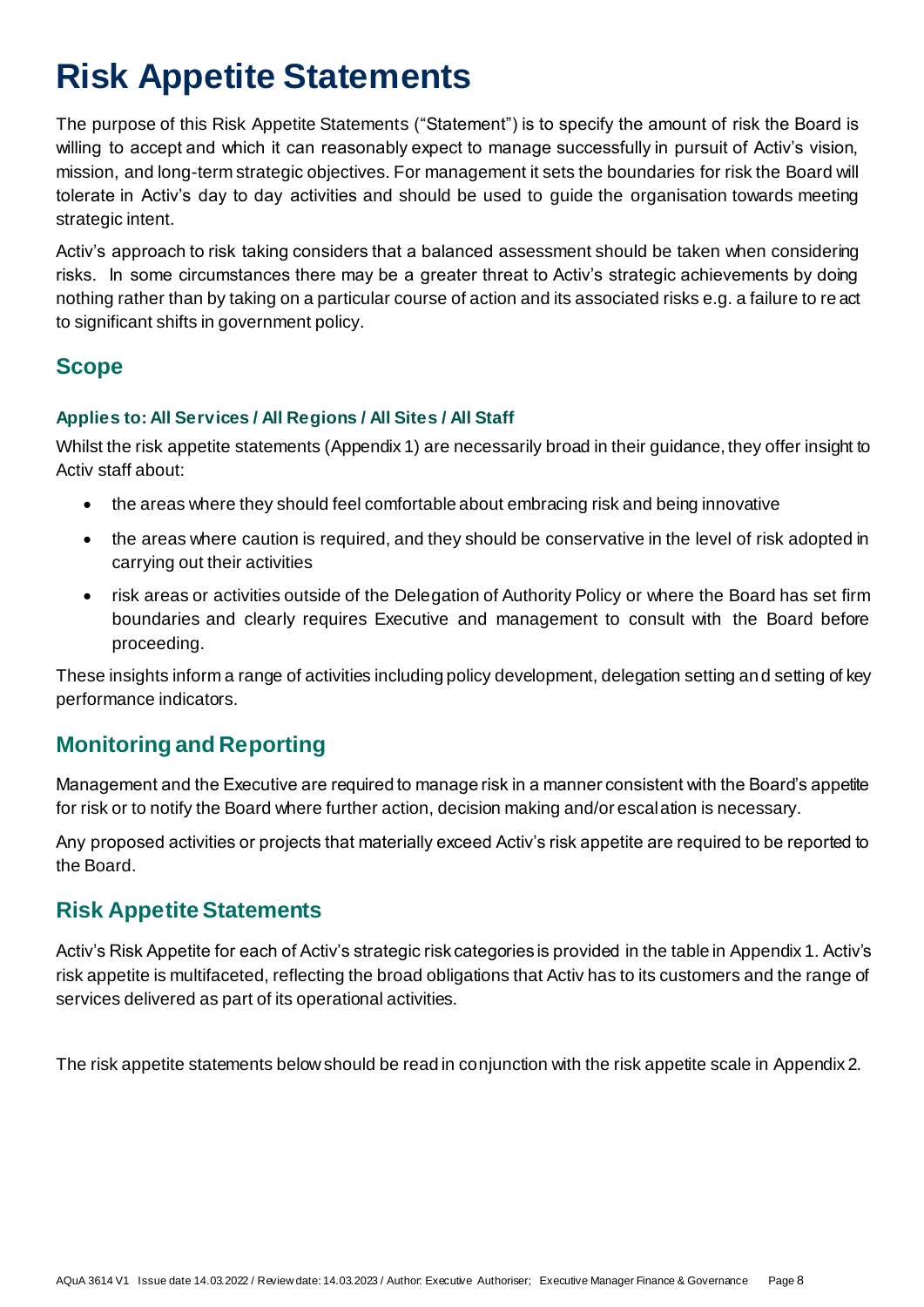# Risk Appetite Statements

The purpose of this Risk Appetite Statements ("Statement") is to specify the amount of risk the Board is willing to accept and which it can reasonably expect to manage successfully in pursuit of Activ's vision, mission, and long-term strategic objectives. For management it sets the boundaries for risk the Board will tolerate in Activ's day to day activities and should be used to guide the organisation towards meeting strategic intent.

Activ's approach to risk taking considers that a balanced assessment should be taken when considering risks. In some circumstances there may be a greater threat to Activ's strategic achievements by doing nothing rather than by taking on a particular course of action and its associated risks e.g. a failure to react to significant shifts in government policy.

## Scope

### Applies to: All Services / All Regions / All Sites / All Staff

Whilst the risk appetite statements (Appendix 1) are necessarily broad in their guidance, they offer insight to Activ staff about:

- the areas where they should feel comfortable about embracing risk and being innovative
- the areas where caution is required, and they should be conservative in the level of risk adopted in carrying out their activities
- risk areas or activities outside of the Delegation of Authority Policy or where the Board has set firm boundaries and clearly requires Executive and management to consult with the Board before proceeding.

These insights inform a range of activities including policy development, delegation setting and setting of key performance indicators.

## Monitoring and Reporting

Management and the Executive are required to manage risk in a manner consistent with the Board's appetite for risk or to notify the Board where further action, decision making and/or escalation is necessary.

Any proposed activities or projects that materially exceed Activ's risk appetite are required to be reported to the Board.

## Risk Appetite Statements

Activ's Risk Appetite for each of Activ's strategic risk categories is provided in the table in Appendix 1. Activ's risk appetite is multifaceted, reflecting the broad obligations that Activ has to its customers and the range of services delivered as part of its operational activities.

The risk appetite statements below should be read in conjunction with the risk appetite scale in Appendix 2.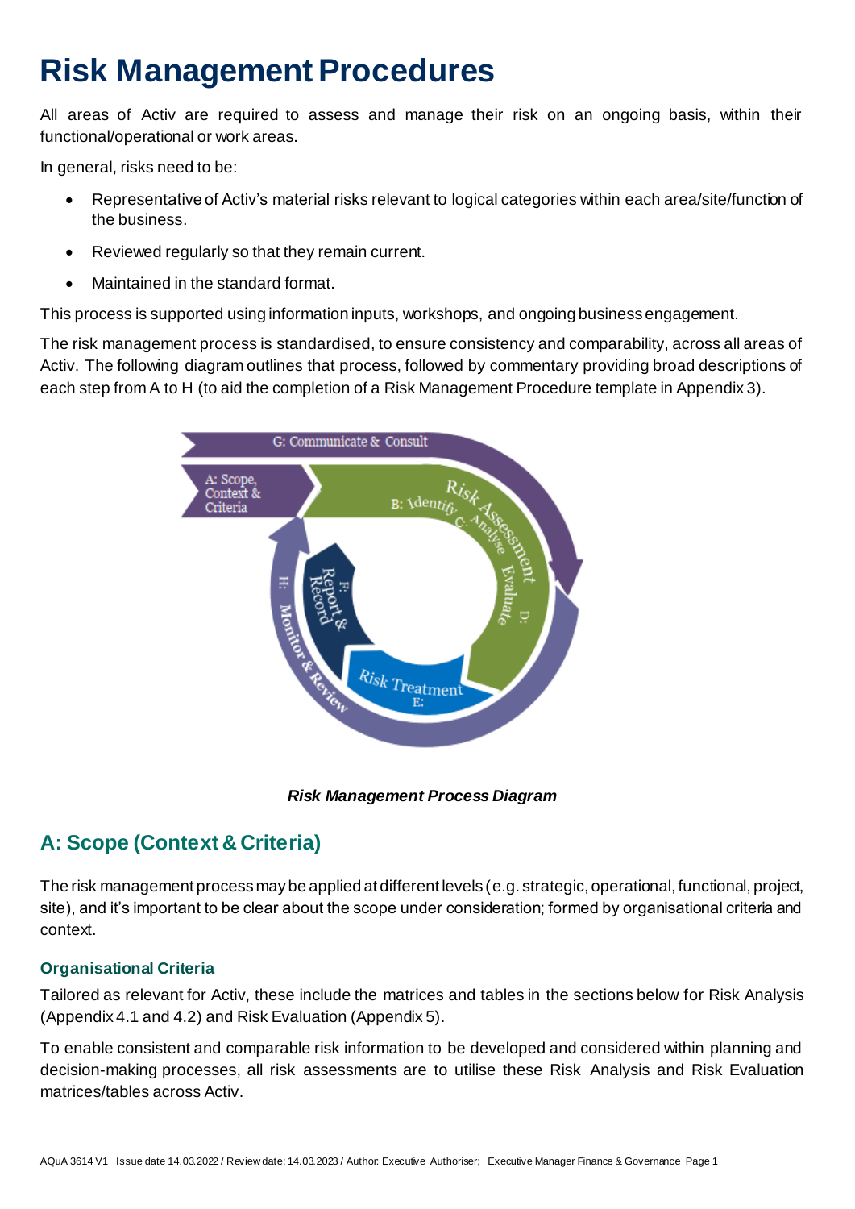# Risk Management Procedures

All areas of Activ are required to assess and manage their risk on an ongoing basis, within their functional/operational or work areas.

In general, risks need to be:

- Representative of Activ's material risks relevant to logical categories within each area/site/function of the business.
- Reviewed regularly so that they remain current.
- Maintained in the standard format.

This process is supported using information inputs, workshops, and ongoing business engagement.

The risk management process is standardised, to ensure consistency and comparability, across all areas of Activ. The following diagram outlines that process, followed by commentary providing broad descriptions of each step from A to H (to aid the completion of a Risk Management Procedure template in Appendix 3).

***Risk Management Process Diagram***

## A: Scope (Context & Criteria)

The risk management process may be applied at different levels (e.g. strategic, operational, functional, project, site), and it's important to be clear about the scope under consideration; formed by organisational criteria and context.

### Organisational Criteria

Tailored as relevant for Activ, these include the matrices and tables in the sections below for Risk Analysis (Appendix 4.1 and 4.2) and Risk Evaluation (Appendix 5).

To enable consistent and comparable risk information to be developed and considered within planning and decision-making processes, all risk assessments are to utilise these Risk Analysis and Risk Evaluation matrices/tables across Activ.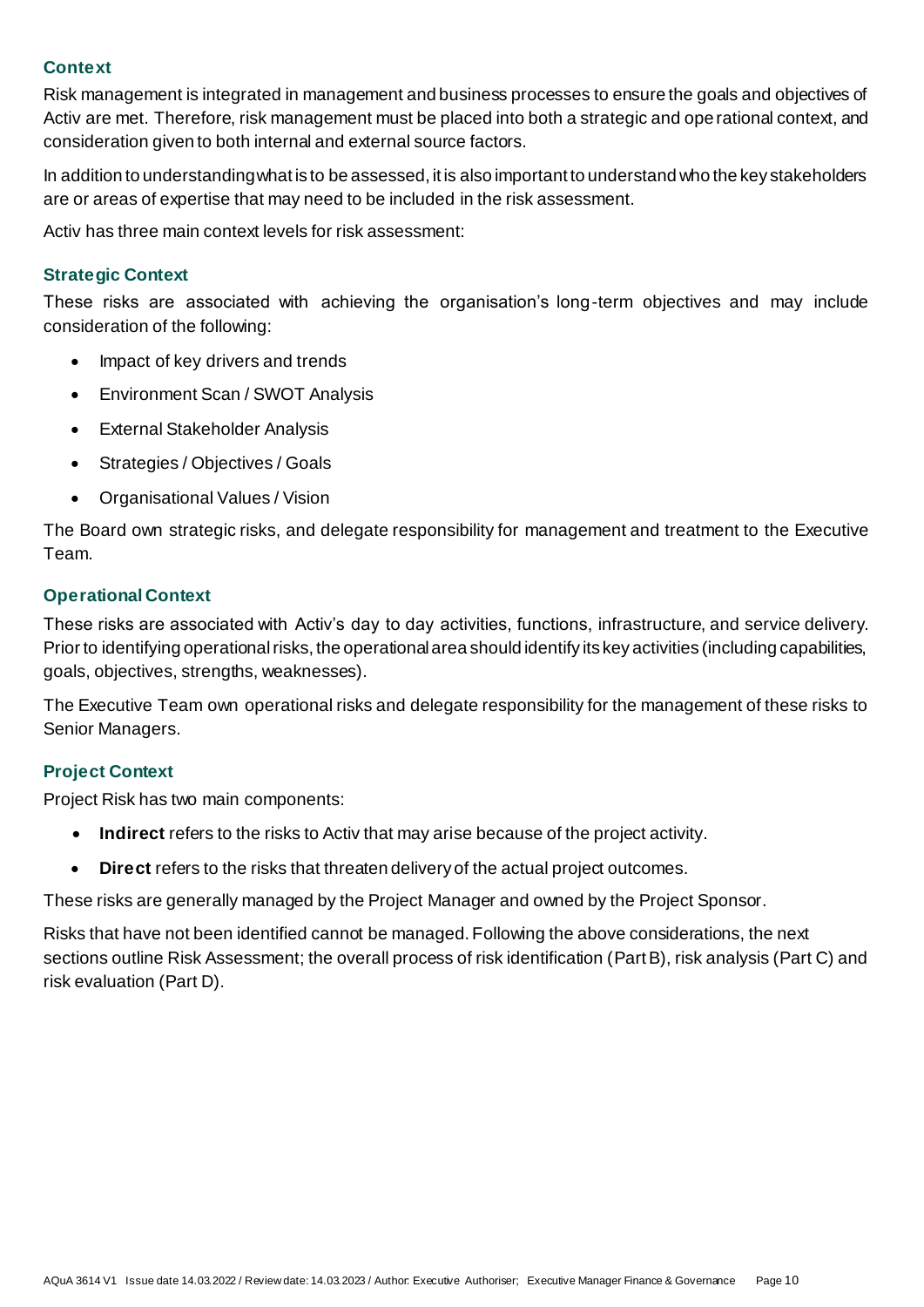### Context

Risk management is integrated in management and business processes to ensure the goals and objectives of Activ are met. Therefore, risk management must be placed into both a strategic and operational context, and consideration given to both internal and external source factors.

In addition to understanding what is to be assessed, it is also important to understand who the key stakeholders are or areas of expertise that may need to be included in the risk assessment.

Activ has three main context levels for risk assessment:

### Strategic Context

These risks are associated with achieving the organisation's long-term objectives and may include consideration of the following:

- Impact of key drivers and trends
- Environment Scan / SWOT Analysis
- External Stakeholder Analysis
- Strategies / Objectives / Goals
- Organisational Values / Vision

The Board own strategic risks, and delegate responsibility for management and treatment to the Executive Team.

### Operational Context

These risks are associated with Activ's day to day activities, functions, infrastructure, and service delivery. Prior to identifying operational risks, the operational area should identify its key activities (including capabilities, goals, objectives, strengths, weaknesses).

The Executive Team own operational risks and delegate responsibility for the management of these risks to Senior Managers.

### Project Context

Project Risk has two main components:

- **Indirect** refers to the risks to Activ that may arise because of the project activity.
- **Direct** refers to the risks that threaten delivery of the actual project outcomes.

These risks are generally managed by the Project Manager and owned by the Project Sponsor.

Risks that have not been identified cannot be managed. Following the above considerations, the next sections outline Risk Assessment; the overall process of risk identification (Part B), risk analysis (Part C) and risk evaluation (Part D).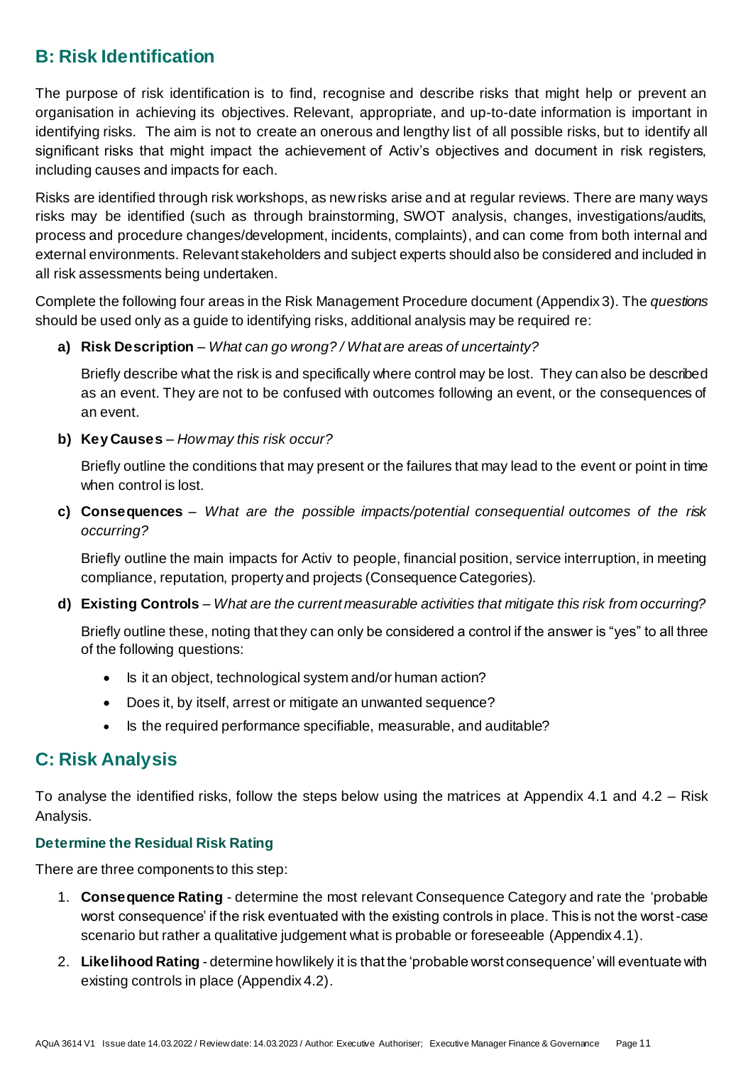## B: Risk Identification

The purpose of risk identification is to find, recognise and describe risks that might help or prevent an organisation in achieving its objectives. Relevant, appropriate, and up-to-date information is important in identifying risks. The aim is not to create an onerous and lengthy list of all possible risks, but to identify all significant risks that might impact the achievement of Activ's objectives and document in risk registers, including causes and impacts for each.

Risks are identified through risk workshops, as new risks arise and at regular reviews. There are many ways risks may be identified (such as through brainstorming, SWOT analysis, changes, investigations/audits, process and procedure changes/development, incidents, complaints), and can come from both internal and external environments. Relevant stakeholders and subject experts should also be considered and included in all risk assessments being undertaken.

Complete the following four areas in the Risk Management Procedure document (Appendix 3). The *questions* should be used only as a guide to identifying risks, additional analysis may be required re:

**a) Risk Description** – *What can go wrong? / What are areas of uncertainty?*

Briefly describe what the risk is and specifically where control may be lost. They can also be described as an event. They are not to be confused with outcomes following an event, or the consequences of an event.

**b) Key Causes** – *How may this risk occur?*

Briefly outline the conditions that may present or the failures that may lead to the event or point in time when control is lost.

**c) Consequences** – *What are the possible impacts/potential consequential outcomes of the risk occurring?*

Briefly outline the main impacts for Activ to people, financial position, service interruption, in meeting compliance, reputation, property and projects (Consequence Categories).

**d) Existing Controls** – *What are the current measurable activities that mitigate this risk from occurring?*

Briefly outline these, noting that they can only be considered a control if the answer is "yes" to all three of the following questions:

- Is it an object, technological system and/or human action?
- Does it, by itself, arrest or mitigate an unwanted sequence?
- Is the required performance specifiable, measurable, and auditable?

## C: Risk Analysis

To analyse the identified risks, follow the steps below using the matrices at Appendix 4.1 and 4.2 – Risk Analysis.

### Determine the Residual Risk Rating

There are three components to this step:

1. **Consequence Rating** - determine the most relevant Consequence Category and rate the 'probable worst consequence' if the risk eventuated with the existing controls in place. This is not the worst-case scenario but rather a qualitative judgement what is probable or foreseeable (Appendix 4.1).
2. **Likelihood Rating** - determine how likely it is that the 'probable worst consequence' will eventuate with existing controls in place (Appendix 4.2).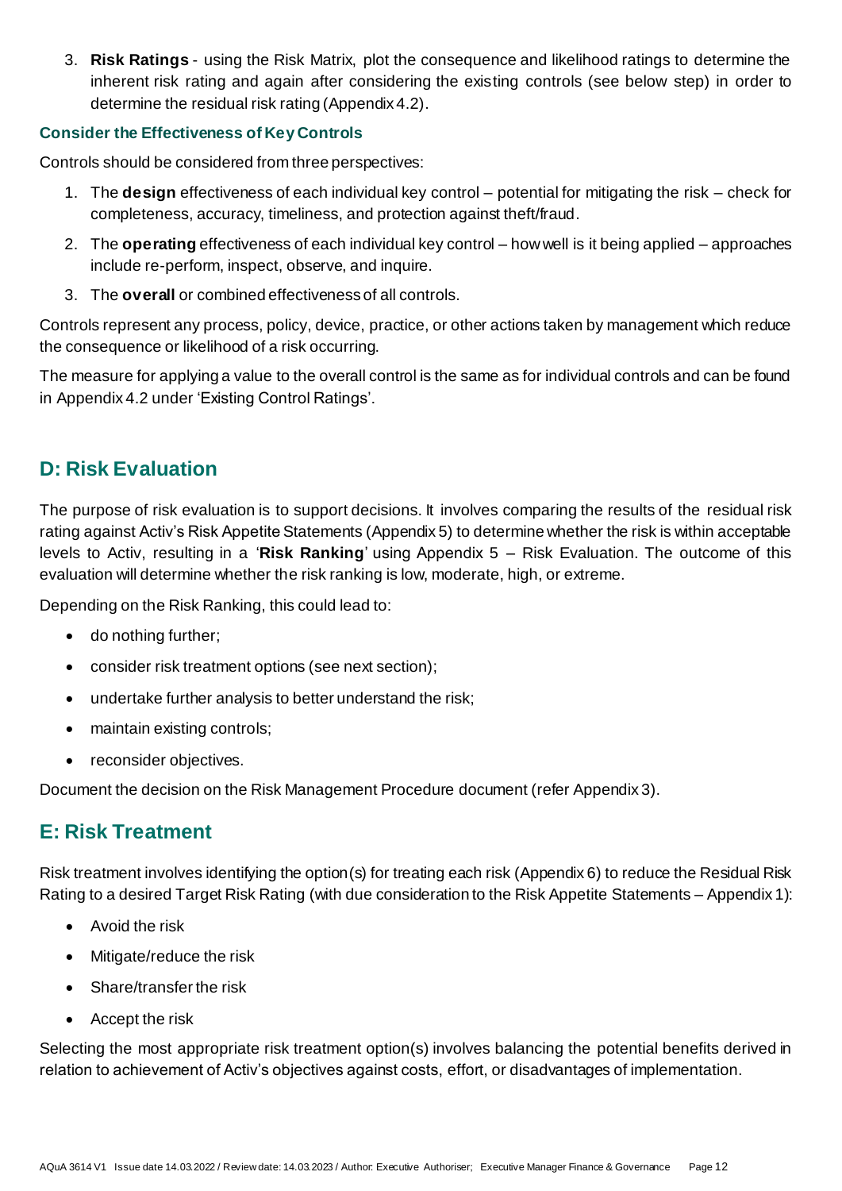3. **Risk Ratings** - using the Risk Matrix, plot the consequence and likelihood ratings to determine the inherent risk rating and again after considering the existing controls (see below step) in order to determine the residual risk rating (Appendix 4.2).

### Consider the Effectiveness of Key Controls

Controls should be considered from three perspectives:

1. The **design** effectiveness of each individual key control – potential for mitigating the risk – check for completeness, accuracy, timeliness, and protection against theft/fraud.
2. The **operating** effectiveness of each individual key control – how well is it being applied – approaches include re-perform, inspect, observe, and inquire.
3. The **overall** or combined effectiveness of all controls.

Controls represent any process, policy, device, practice, or other actions taken by management which reduce the consequence or likelihood of a risk occurring.

The measure for applying a value to the overall control is the same as for individual controls and can be found in Appendix 4.2 under 'Existing Control Ratings'.

## D: Risk Evaluation

The purpose of risk evaluation is to support decisions. It involves comparing the results of the residual risk rating against Activ's Risk Appetite Statements (Appendix 5) to determine whether the risk is within acceptable levels to Activ, resulting in a '**Risk Ranking**' using Appendix 5 – Risk Evaluation. The outcome of this evaluation will determine whether the risk ranking is low, moderate, high, or extreme.

Depending on the Risk Ranking, this could lead to:

- do nothing further;
- consider risk treatment options (see next section);
- undertake further analysis to better understand the risk;
- maintain existing controls;
- reconsider objectives.

Document the decision on the Risk Management Procedure document (refer Appendix 3).

## E: Risk Treatment

Risk treatment involves identifying the option(s) for treating each risk (Appendix 6) to reduce the Residual Risk Rating to a desired Target Risk Rating (with due consideration to the Risk Appetite Statements – Appendix 1):

- Avoid the risk
- Mitigate/reduce the risk
- Share/transfer the risk
- Accept the risk

Selecting the most appropriate risk treatment option(s) involves balancing the potential benefits derived in relation to achievement of Activ's objectives against costs, effort, or disadvantages of implementation.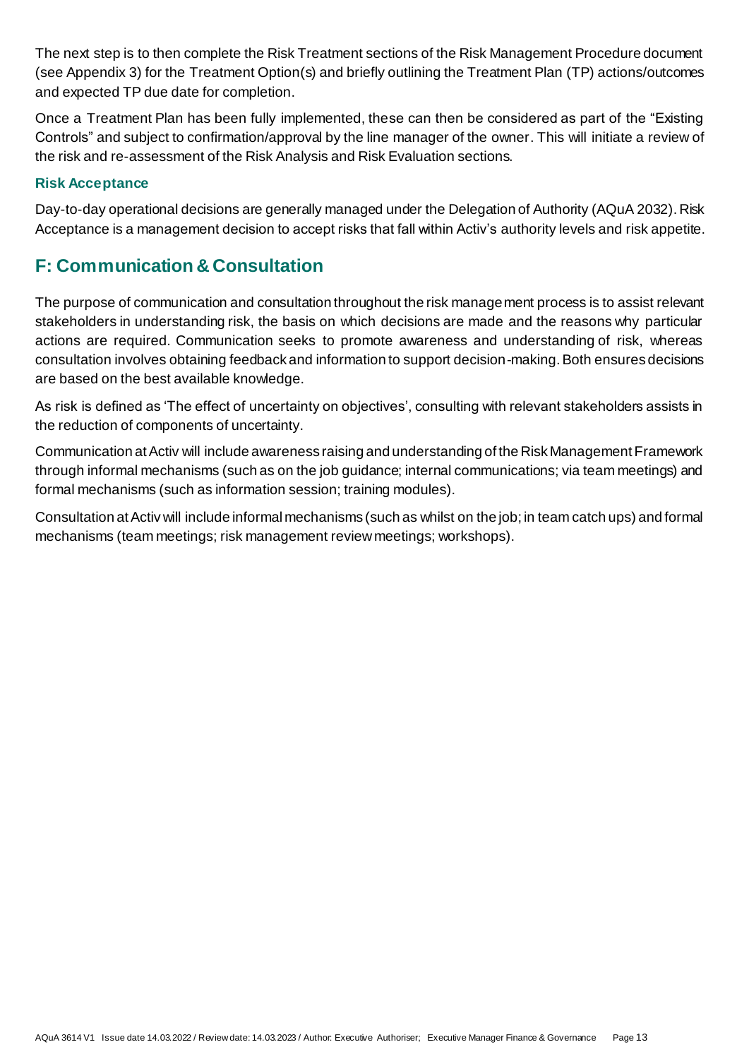The next step is to then complete the Risk Treatment sections of the Risk Management Procedure document (see Appendix 3) for the Treatment Option(s) and briefly outlining the Treatment Plan (TP) actions/outcomes and expected TP due date for completion.

Once a Treatment Plan has been fully implemented, these can then be considered as part of the "Existing Controls" and subject to confirmation/approval by the line manager of the owner. This will initiate a review of the risk and re-assessment of the Risk Analysis and Risk Evaluation sections.

### Risk Acceptance

Day-to-day operational decisions are generally managed under the Delegation of Authority (AQuA 2032). Risk Acceptance is a management decision to accept risks that fall within Activ's authority levels and risk appetite.

## F: Communication & Consultation

The purpose of communication and consultation throughout the risk management process is to assist relevant stakeholders in understanding risk, the basis on which decisions are made and the reasons why particular actions are required. Communication seeks to promote awareness and understanding of risk, whereas consultation involves obtaining feedback and information to support decision-making. Both ensures decisions are based on the best available knowledge.

As risk is defined as 'The effect of uncertainty on objectives', consulting with relevant stakeholders assists in the reduction of components of uncertainty.

Communication at Activ will include awareness raising and understanding of the Risk Management Framework through informal mechanisms (such as on the job guidance; internal communications; via team meetings) and formal mechanisms (such as information session; training modules).

Consultation at Activ will include informal mechanisms (such as whilst on the job; in team catch ups) and formal mechanisms (team meetings; risk management review meetings; workshops).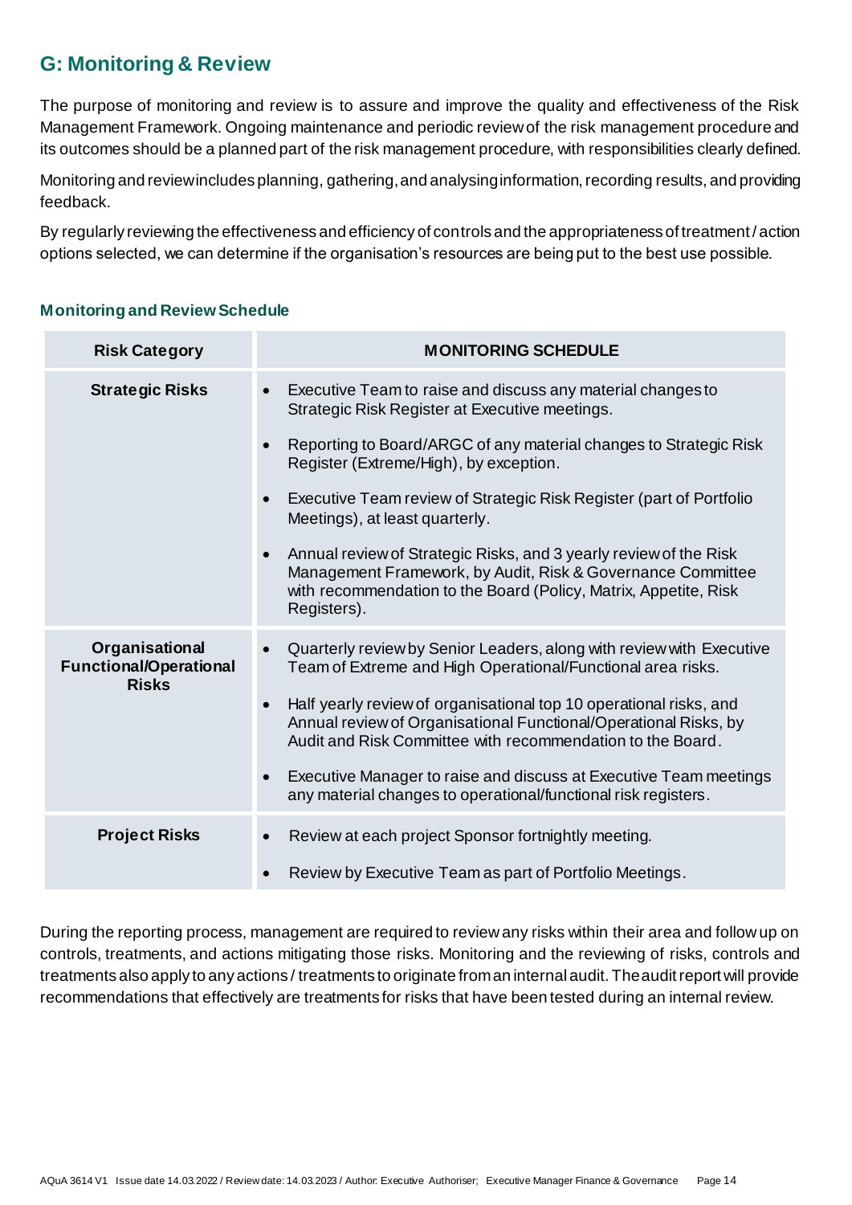## G: Monitoring & Review

The purpose of monitoring and review is to assure and improve the quality and effectiveness of the Risk Management Framework. Ongoing maintenance and periodic review of the risk management procedure and its outcomes should be a planned part of the risk management procedure, with responsibilities clearly defined.

Monitoring and review includes planning, gathering, and analysing information, recording results, and providing feedback.

By regularly reviewing the effectiveness and efficiency of controls and the appropriateness of treatment / action options selected, we can determine if the organisation's resources are being put to the best use possible.

### Monitoring and Review Schedule

| Risk Category | MONITORING SCHEDULE |
|---|---|
| **Strategic Risks** | • Executive Team to raise and discuss any material changes to Strategic Risk Register at Executive meetings.<br>• Reporting to Board/ARGC of any material changes to Strategic Risk Register (Extreme/High), by exception.<br>• Executive Team review of Strategic Risk Register (part of Portfolio Meetings), at least quarterly.<br>• Annual review of Strategic Risks, and 3 yearly review of the Risk Management Framework, by Audit, Risk & Governance Committee with recommendation to the Board (Policy, Matrix, Appetite, Risk Registers). |
| **Organisational Functional/Operational Risks** | • Quarterly review by Senior Leaders, along with review with Executive Team of Extreme and High Operational/Functional area risks.<br>• Half yearly review of organisational top 10 operational risks, and Annual review of Organisational Functional/Operational Risks, by Audit and Risk Committee with recommendation to the Board.<br>• Executive Manager to raise and discuss at Executive Team meetings any material changes to operational/functional risk registers. |
| **Project Risks** | • Review at each project Sponsor fortnightly meeting.<br>• Review by Executive Team as part of Portfolio Meetings. |

During the reporting process, management are required to review any risks within their area and follow up on controls, treatments, and actions mitigating those risks. Monitoring and the reviewing of risks, controls and treatments also apply to any actions / treatments to originate from an internal audit. The audit report will provide recommendations that effectively are treatments for risks that have been tested during an internal review.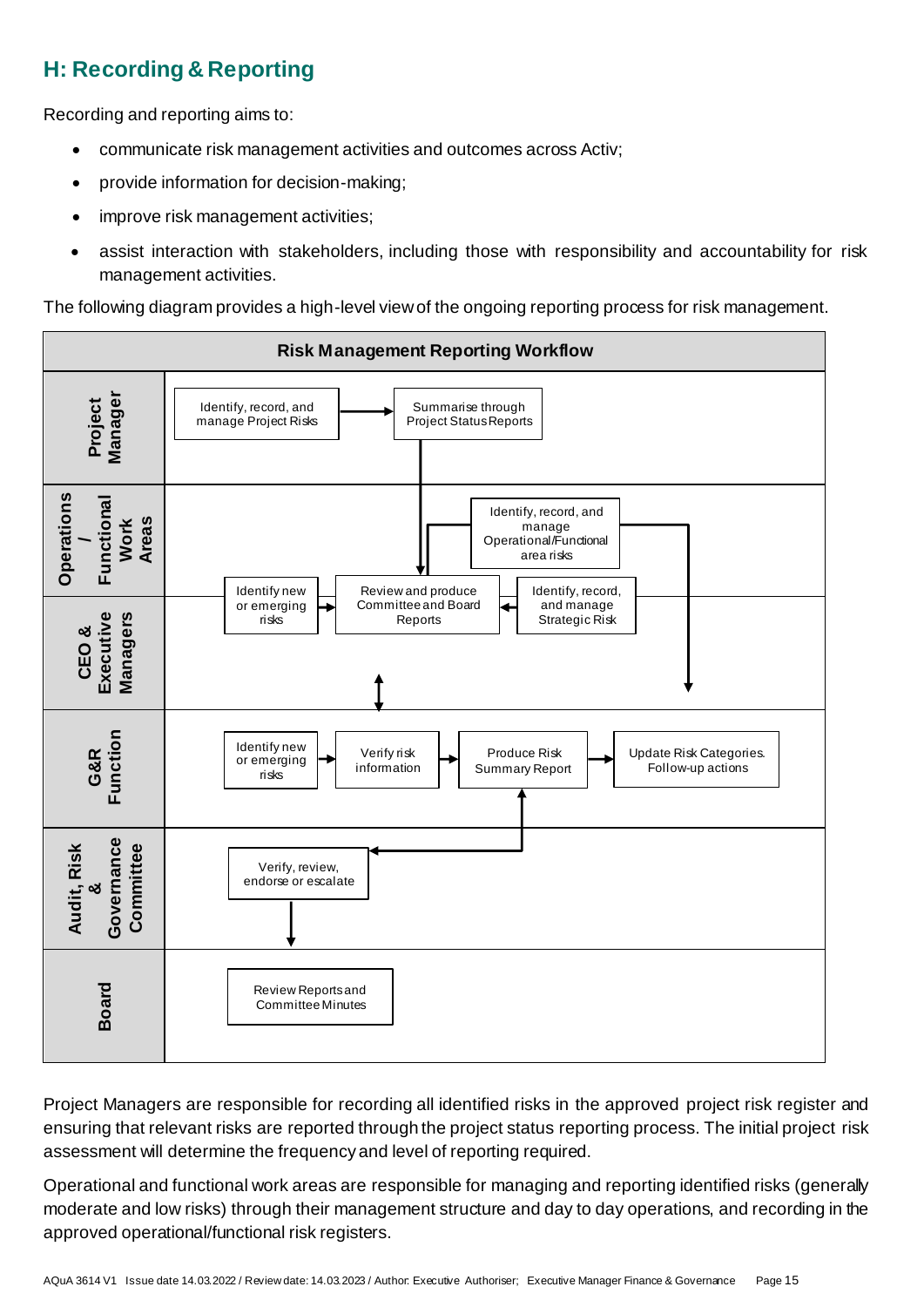## H: Recording & Reporting

Recording and reporting aims to:

- communicate risk management activities and outcomes across Activ;
- provide information for decision-making;
- improve risk management activities;
- assist interaction with stakeholders, including those with responsibility and accountability for risk management activities.

The following diagram provides a high-level view of the ongoing reporting process for risk management.

**Risk Management Reporting Workflow**

| Role | Activities |
| --- | --- |
| Project Manager | Identify, record, and manage Project Risks → Summarise through Project Status Reports |
| Operations / Functional Work Areas | Identify, record, and manage Operational/Functional area risks |
| CEO & Executive Managers | Identify new or emerging risks → Review and produce Committee and Board Reports ← Identify, record, and manage Strategic Risk |
| G&R Function | Identify new or emerging risks → Verify risk information → Produce Risk Summary Report → Update Risk Categories. Follow-up actions |
| Audit, Risk & Governance Committee | Verify, review, endorse or escalate |
| Board | Review Reports and Committee Minutes |

Project Managers are responsible for recording all identified risks in the approved project risk register and ensuring that relevant risks are reported through the project status reporting process. The initial project risk assessment will determine the frequency and level of reporting required.

Operational and functional work areas are responsible for managing and reporting identified risks (generally moderate and low risks) through their management structure and day to day operations, and recording in the approved operational/functional risk registers.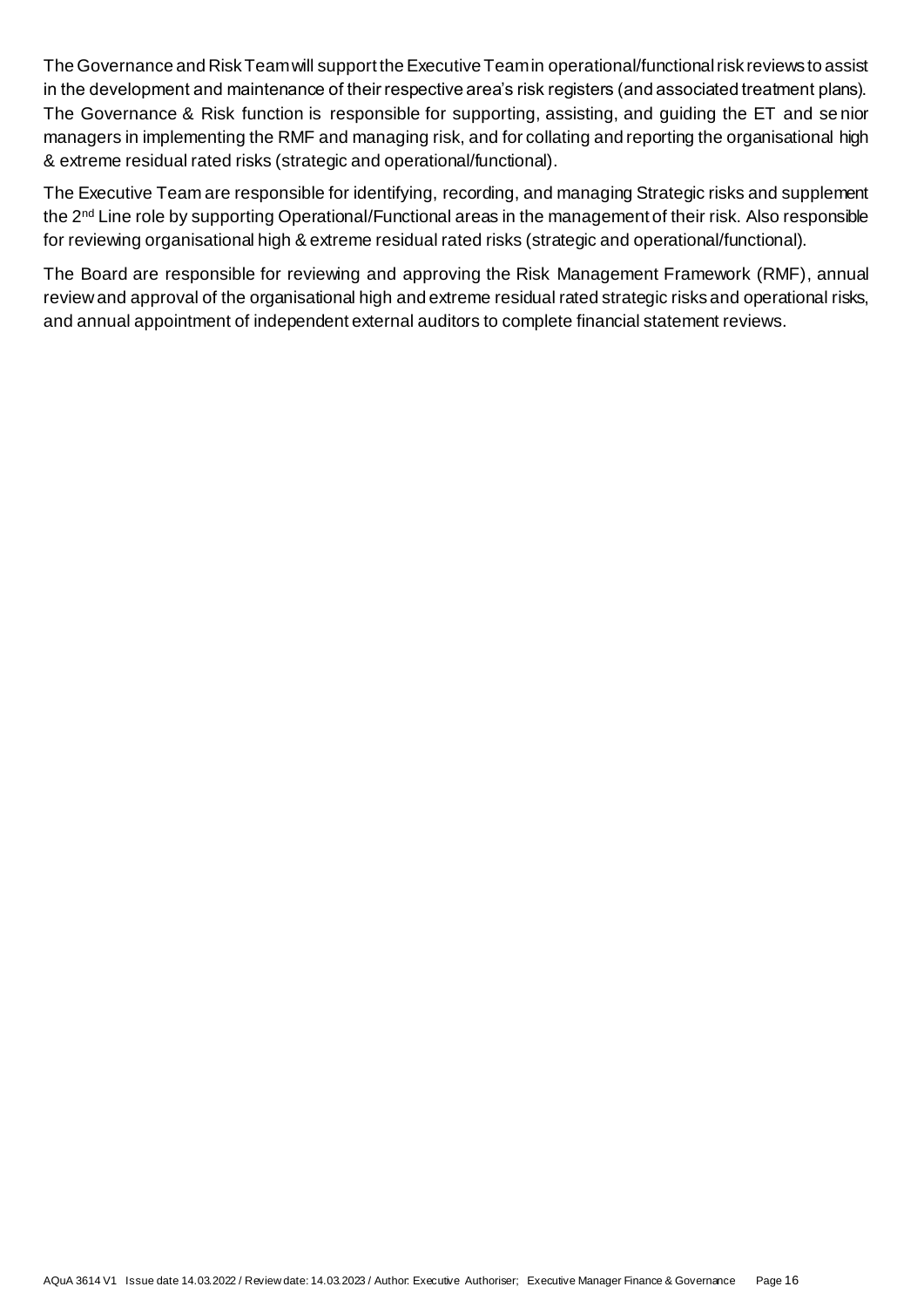The Governance and Risk Team will support the Executive Team in operational/functional risk reviews to assist in the development and maintenance of their respective area's risk registers (and associated treatment plans). The Governance & Risk function is responsible for supporting, assisting, and guiding the ET and senior managers in implementing the RMF and managing risk, and for collating and reporting the organisational high & extreme residual rated risks (strategic and operational/functional).

The Executive Team are responsible for identifying, recording, and managing Strategic risks and supplement the 2nd Line role by supporting Operational/Functional areas in the management of their risk. Also responsible for reviewing organisational high & extreme residual rated risks (strategic and operational/functional).

The Board are responsible for reviewing and approving the Risk Management Framework (RMF), annual review and approval of the organisational high and extreme residual rated strategic risks and operational risks, and annual appointment of independent external auditors to complete financial statement reviews.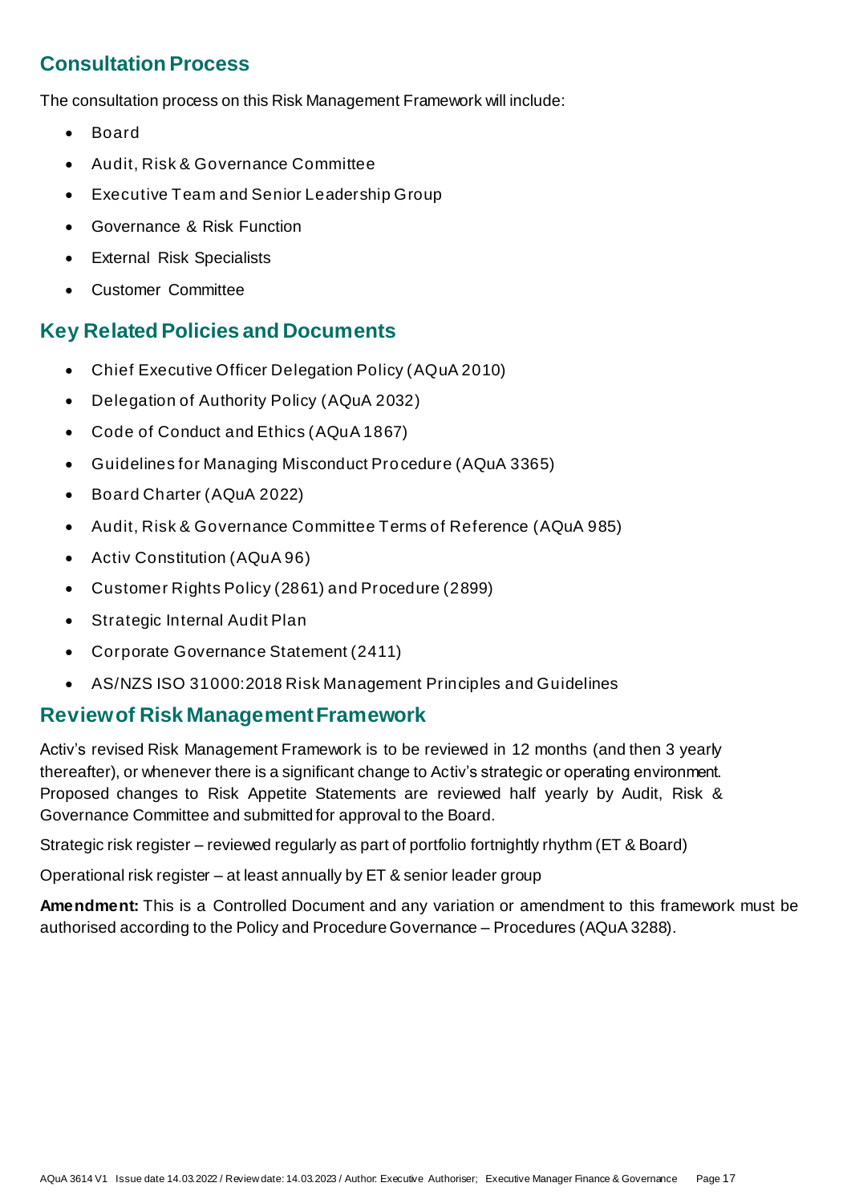## Consultation Process

The consultation process on this Risk Management Framework will include:

- Board
- Audit, Risk & Governance Committee
- Executive Team and Senior Leadership Group
- Governance & Risk Function
- External Risk Specialists
- Customer Committee

## Key Related Policies and Documents

- Chief Executive Officer Delegation Policy (AQuA 2010)
- Delegation of Authority Policy (AQuA 2032)
- Code of Conduct and Ethics (AQuA 1867)
- Guidelines for Managing Misconduct Procedure (AQuA 3365)
- Board Charter (AQuA 2022)
- Audit, Risk & Governance Committee Terms of Reference (AQuA 985)
- Activ Constitution (AQuA 96)
- Customer Rights Policy (2861) and Procedure (2899)
- Strategic Internal Audit Plan
- Corporate Governance Statement (2411)
- AS/NZS ISO 31000:2018 Risk Management Principles and Guidelines

## Review of Risk Management Framework

Activ's revised Risk Management Framework is to be reviewed in 12 months (and then 3 yearly thereafter), or whenever there is a significant change to Activ's strategic or operating environment. Proposed changes to Risk Appetite Statements are reviewed half yearly by Audit, Risk & Governance Committee and submitted for approval to the Board.

Strategic risk register – reviewed regularly as part of portfolio fortnightly rhythm (ET & Board)

Operational risk register – at least annually by ET & senior leader group

**Amendment:** This is a Controlled Document and any variation or amendment to this framework must be authorised according to the Policy and Procedure Governance – Procedures (AQuA 3288).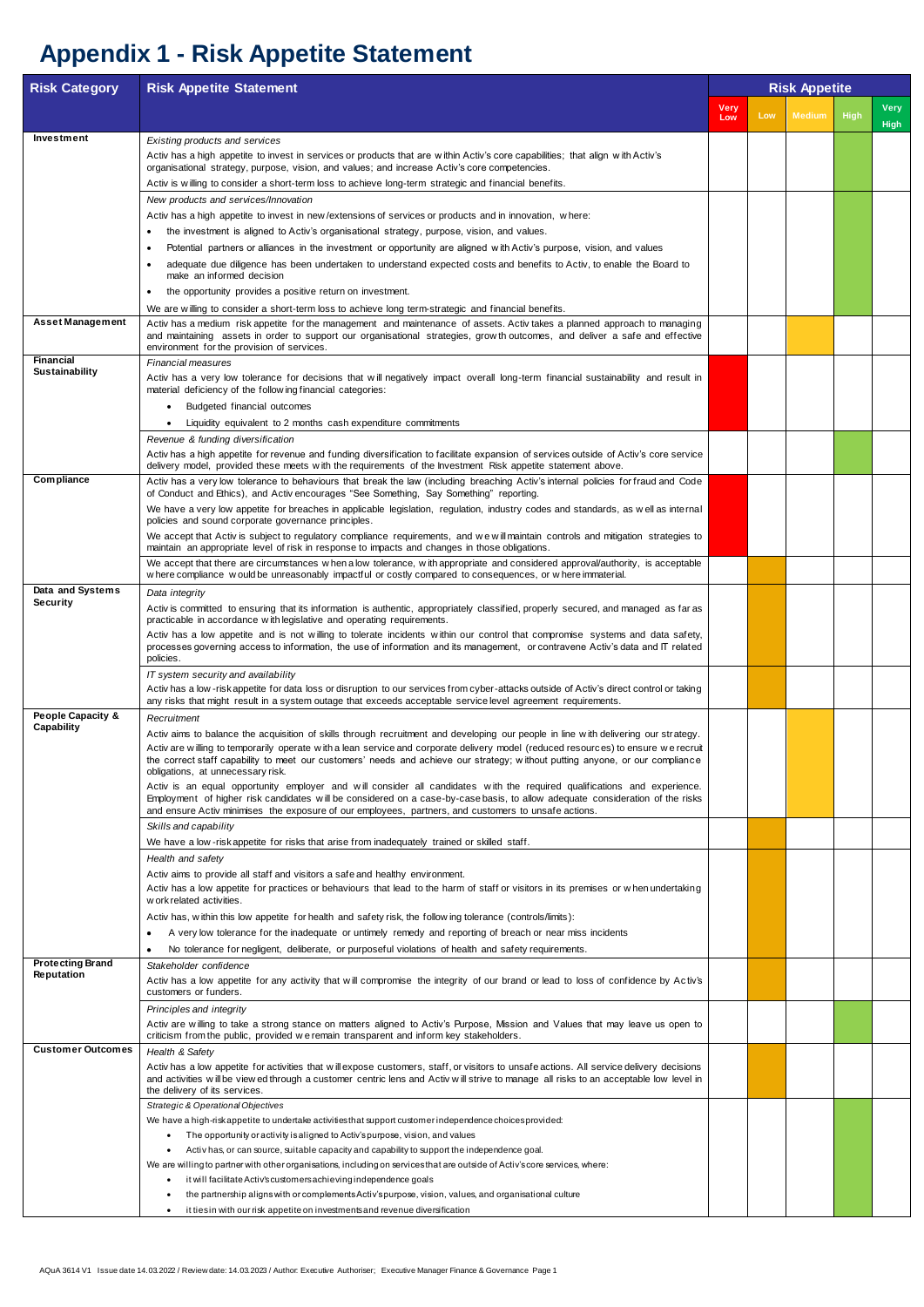# Appendix 1 - Risk Appetite Statement

| Risk Category | Risk Appetite Statement | Risk Appetite | | | | |
|---|---|---|---|---|---|---|
| | | Very Low | Low | Medium | High | Very High |
| **Investment** | *Existing products and services*<br>Activ has a high appetite to invest in services or products that are within Activ's core capabilities; that align with Activ's organisational strategy, purpose, vision, and values; and increase Activ's core competencies.<br>Activ is willing to consider a short-term loss to achieve long-term strategic and financial benefits. | | | | X | |
| | *New products and services/Innovation*<br>Activ has a high appetite to invest in new/extensions of services or products and in innovation, where:<br>• the investment is aligned to Activ's organisational strategy, purpose, vision, and values.<br>• Potential partners or alliances in the investment or opportunity are aligned with Activ's purpose, vision, and values<br>• adequate due diligence has been undertaken to understand expected costs and benefits to Activ, to enable the Board to make an informed decision<br>• the opportunity provides a positive return on investment.<br>We are willing to consider a short-term loss to achieve long term-strategic and financial benefits. | | | | X | |
| **Asset Management** | Activ has a medium risk appetite for the management and maintenance of assets. Activ takes a planned approach to managing and maintaining assets in order to support our organisational strategies, growth outcomes, and deliver a safe and effective environment for the provision of services. | | | X | | |
| **Financial Sustainability** | *Financial measures*<br>Activ has a very low tolerance for decisions that will negatively impact overall long-term financial sustainability and result in material deficiency of the following financial categories:<br>• Budgeted financial outcomes<br>• Liquidity equivalent to 2 months cash expenditure commitments | X | | | | |
| | *Revenue & funding diversification*<br>Activ has a high appetite for revenue and funding diversification to facilitate expansion of services outside of Activ's core service delivery model, provided these meets with the requirements of the Investment Risk appetite statement above. | | | | X | |
| **Compliance** | Activ has a very low tolerance to behaviours that break the law (including breaching Activ's internal policies for fraud and Code of Conduct and Ethics), and Activ encourages "See Something, Say Something" reporting.<br>We have a very low appetite for breaches in applicable legislation, regulation, industry codes and standards, as well as internal policies and sound corporate governance principles.<br>We accept that Activ is subject to regulatory compliance requirements, and we will maintain controls and mitigation strategies to maintain an appropriate level of risk in response to impacts and changes in those obligations. | X | | | | |
| | We accept that there are circumstances when a low tolerance, with appropriate and considered approval/authority, is acceptable where compliance would be unreasonably impactful or costly compared to consequences, or where immaterial. | | X | | | |
| **Data and Systems Security** | *Data integrity*<br>Activ is committed to ensuring that its information is authentic, appropriately classified, properly secured, and managed as far as practicable in accordance with legislative and operating requirements.<br>Activ has a low appetite and is not willing to tolerate incidents within our control that compromise systems and data safety, processes governing access to information, the use of information and its management, or contravene Activ's data and IT related policies. | | X | | | |
| | *IT system security and availability*<br>Activ has a low-risk appetite for data loss or disruption to our services from cyber-attacks outside of Activ's direct control or taking any risks that might result in a system outage that exceeds acceptable service level agreement requirements. | | X | | | |
| **People Capacity & Capability** | *Recruitment*<br>Activ aims to balance the acquisition of skills through recruitment and developing our people in line with delivering our strategy.<br>Activ are willing to temporarily operate with a lean service and corporate delivery model (reduced resources) to ensure we recruit the correct staff capability to meet our customers' needs and achieve our strategy; without putting anyone, or our compliance obligations, at unnecessary risk.<br>Activ is an equal opportunity employer and will consider all candidates with the required qualifications and experience. Employment of higher risk candidates will be considered on a case-by-case basis, to allow adequate consideration of the risks and ensure Activ minimises the exposure of our employees, partners, and customers to unsafe actions. | | | X | | |
| | *Skills and capability*<br>We have a low-risk appetite for risks that arise from inadequately trained or skilled staff. | | X | | | |
| | *Health and safety*<br>Activ aims to provide all staff and visitors a safe and healthy environment.<br>Activ has a low appetite for practices or behaviours that lead to the harm of staff or visitors in its premises or when undertaking work related activities.<br>Activ has, within this low appetite for health and safety risk, the following tolerance (controls/limits):<br>• A very low tolerance for the inadequate or untimely remedy and reporting of breach or near miss incidents<br>• No tolerance for negligent, deliberate, or purposeful violations of health and safety requirements. | | X | | | |
| **Protecting Brand Reputation** | *Stakeholder confidence*<br>Activ has a low appetite for any activity that will compromise the integrity of our brand or lead to loss of confidence by Activ's customers or funders. | | X | | | |
| | *Principles and integrity*<br>Activ are willing to take a strong stance on matters aligned to Activ's Purpose, Mission and Values that may leave us open to criticism from the public, provided we remain transparent and inform key stakeholders. | | | | X | |
| **Customer Outcomes** | *Health & Safety*<br>Activ has a low appetite for activities that will expose customers, staff, or visitors to unsafe actions. All service delivery decisions and activities will be viewed through a customer centric lens and Activ will strive to manage all risks to an acceptable low level in the delivery of its services. | | X | | | |
| | *Strategic & Operational Objectives*<br>We have a high-risk appetite to undertake activities that support customer independence choices provided:<br>• The opportunity or activity is aligned to Activ's purpose, vision, and values<br>• Activ has, or can source, suitable capacity and capability to support the independence goal.<br>We are willing to partner with other organisations, including on services that are outside of Activ's core services, where:<br>• it will facilitate Activ's customers achieving independence goals<br>• the partnership aligns with or complements Activ's purpose, vision, values, and organisational culture<br>• it ties in with our risk appetite on investments and revenue diversification | | | | X | |

AQuA 3614 V1 Issue date 14.03.2022 / Review date: 14.03.2023 / Author: Executive Authoriser; Executive Manager Finance & Governance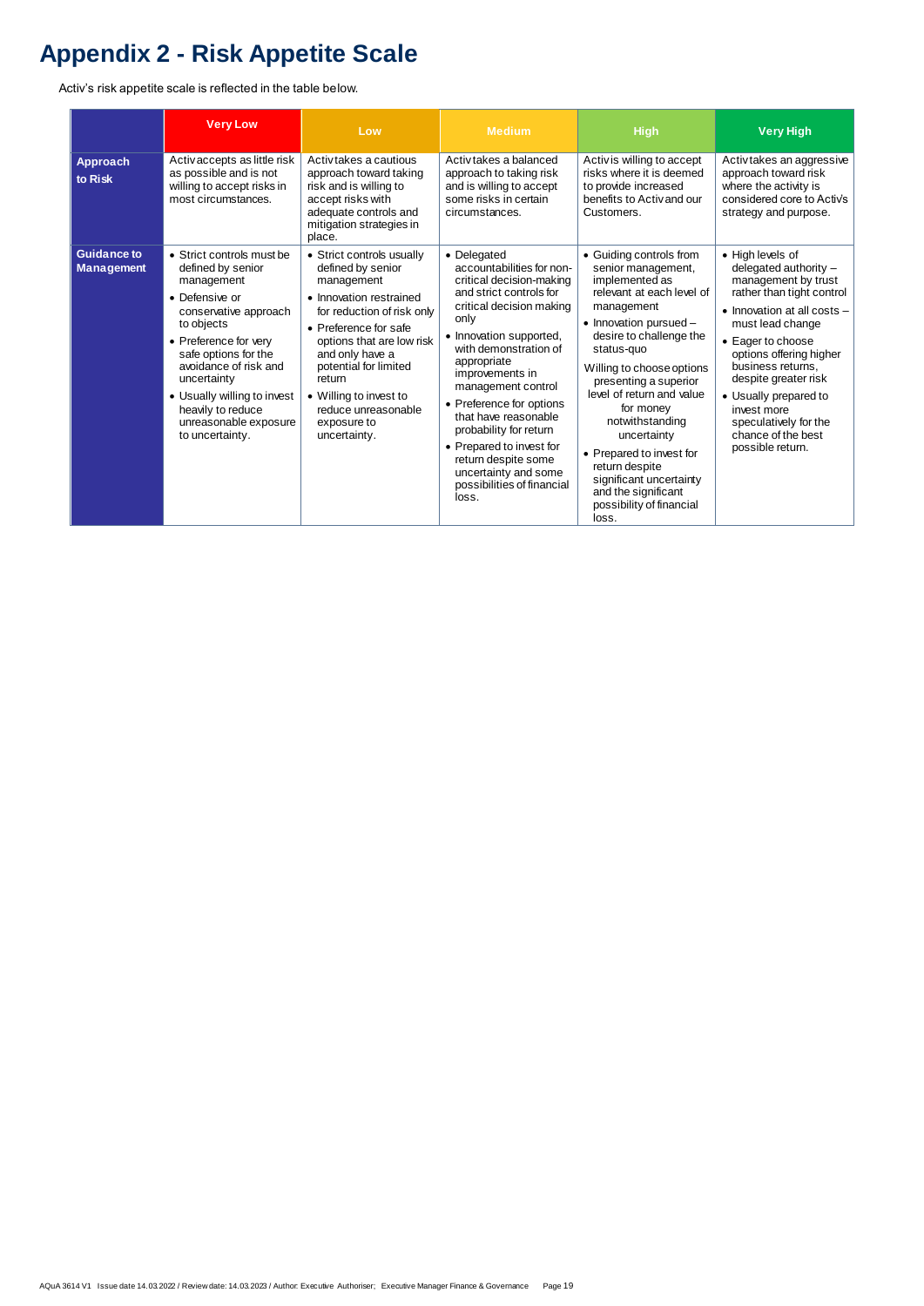# Appendix 2 - Risk Appetite Scale

Activ's risk appetite scale is reflected in the table below.

| | Very Low | Low | Medium | High | Very High |
|---|---|---|---|---|---|
| **Approach to Risk** | Activ accepts as little risk as possible and is not willing to accept risks in most circumstances. | Activ takes a cautious approach toward taking risk and is willing to accept risks with adequate controls and mitigation strategies in place. | Activ takes a balanced approach to taking risk and is willing to accept some risks in certain circumstances. | Activ is willing to accept risks where it is deemed to provide increased benefits to Activ and our Customers. | Activ takes an aggressive approach toward risk where the activity is considered core to Activ's strategy and purpose. |
| **Guidance to Management** | • Strict controls must be defined by senior management<br>• Defensive or conservative approach to objects<br>• Preference for very safe options for the avoidance of risk and uncertainty<br>• Usually willing to invest heavily to reduce unreasonable exposure to uncertainty. | • Strict controls usually defined by senior management<br>• Innovation restrained for reduction of risk only<br>• Preference for safe options that are low risk and only have a potential for limited return<br>• Willing to invest to reduce unreasonable exposure to uncertainty. | • Delegated accountabilities for non-critical decision-making and strict controls for critical decision making only<br>• Innovation supported, with demonstration of appropriate improvements in management control<br>• Preference for options that have reasonable probability for return<br>• Prepared to invest for return despite some uncertainty and some possibilities of financial loss. | • Guiding controls from senior management, implemented as relevant at each level of management<br>• Innovation pursued – desire to challenge the status-quo<br>Willing to choose options presenting a superior level of return and value for money notwithstanding uncertainty<br>• Prepared to invest for return despite significant uncertainty and the significant possibility of financial loss. | • High levels of delegated authority – management by trust rather than tight control<br>• Innovation at all costs – must lead change<br>• Eager to choose options offering higher business returns, despite greater risk<br>• Usually prepared to invest more speculatively for the chance of the best possible return. |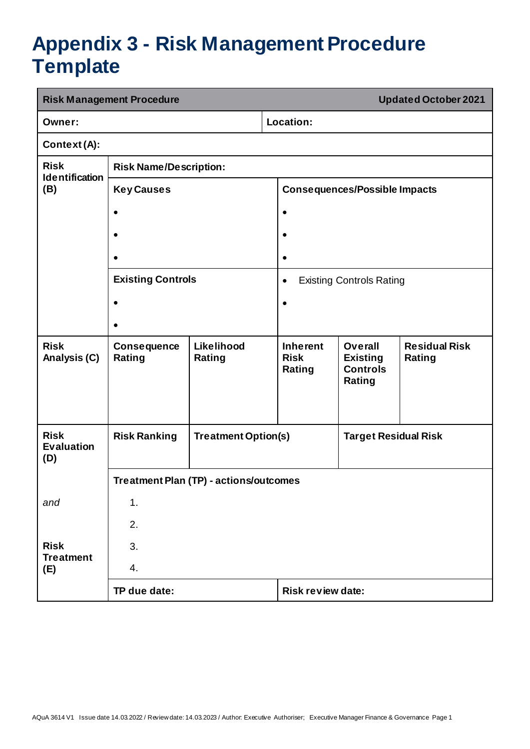# Appendix 3 - Risk Management Procedure Template

| **Risk Management Procedure** | | | | | **Updated October 2021** |
|---|---|---|---|---|---|
| **Owner:** | | | **Location:** | | |
| **Context (A):** | | | | | |
| **Risk Identification (B)** | **Risk Name/Description:** | | | | |
| | **Key Causes**<br>•<br>•<br>• | | **Consequences/Possible Impacts**<br>•<br>•<br>• | | |
| | **Existing Controls**<br>•<br>• | | • Existing Controls Rating<br>• | | |
| **Risk Analysis (C)** | **Consequence Rating** | **Likelihood Rating** | **Inherent Risk Rating** | **Overall Existing Controls Rating** | **Residual Risk Rating** |
| **Risk Evaluation (D)**<br><br>*and*<br><br>**Risk Treatment (E)** | **Risk Ranking** | **Treatment Option(s)** | | **Target Residual Risk** | |
| | **Treatment Plan (TP) - actions/outcomes**<br>1.<br>2.<br>3.<br>4. | | | | |
| | **TP due date:** | | **Risk review date:** | | |

AQuA 3614 V1 Issue date 14.03.2022 / Review date: 14.03.2023 / Author: Executive Authoriser; Executive Manager Finance & Governance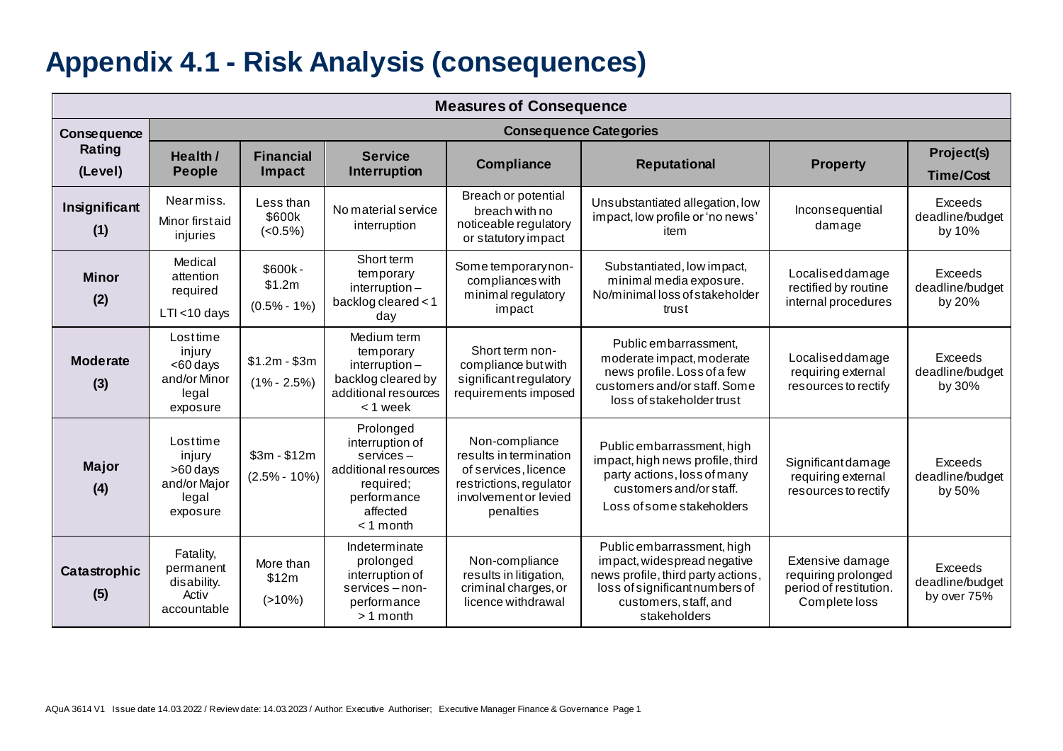# Appendix 4.1 - Risk Analysis (consequences)

| Measures of Consequence | | | | | | | |
|---|---|---|---|---|---|---|---|
| **Consequence Rating (Level)** | **Consequence Categories** | | | | | | |
| | **Health / People** | **Financial Impact** | **Service Interruption** | **Compliance** | **Reputational** | **Property** | **Project(s) Time/Cost** |
| **Insignificant (1)** | Near miss. Minor first aid injuries | Less than $600k (<0.5%) | No material service interruption | Breach or potential breach with no noticeable regulatory or statutory impact | Unsubstantiated allegation, low impact, low profile or 'no news' item | Inconsequential damage | Exceeds deadline/budget by 10% |
| **Minor (2)** | Medical attention required LTI <10 days | $600k - $1.2m (0.5% - 1%) | Short term temporary interruption – backlog cleared < 1 day | Some temporary non-compliances with minimal regulatory impact | Substantiated, low impact, minimal media exposure. No/minimal loss of stakeholder trust | Localised damage rectified by routine internal procedures | Exceeds deadline/budget by 20% |
| **Moderate (3)** | Lost time injury <60 days and/or Minor legal exposure | $1.2m - $3m (1% - 2.5%) | Medium term temporary interruption – backlog cleared by additional resources < 1 week | Short term non-compliance but with significant regulatory requirements imposed | Public embarrassment, moderate impact, moderate news profile. Loss of a few customers and/or staff. Some loss of stakeholder trust | Localised damage requiring external resources to rectify | Exceeds deadline/budget by 30% |
| **Major (4)** | Lost time injury >60 days and/or Major legal exposure | $3m - $12m (2.5% - 10%) | Prolonged interruption of services – additional resources required; performance affected < 1 month | Non-compliance results in termination of services, licence restrictions, regulator involvement or levied penalties | Public embarrassment, high impact, high news profile, third party actions, loss of many customers and/or staff. Loss of some stakeholders | Significant damage requiring external resources to rectify | Exceeds deadline/budget by 50% |
| **Catastrophic (5)** | Fatality, permanent disability. Activ accountable | More than $12m (>10%) | Indeterminate prolonged interruption of services – non-performance > 1 month | Non-compliance results in litigation, criminal charges, or licence withdrawal | Public embarrassment, high impact, widespread negative news profile, third party actions, loss of significant numbers of customers, staff, and stakeholders | Extensive damage requiring prolonged period of restitution. Complete loss | Exceeds deadline/budget by over 75% |

AQuA 3614 V1 Issue date 14.03.2022 / Review date: 14.03.2023 / Author: Executive Authoriser; Executive Manager Finance & Governance Page 1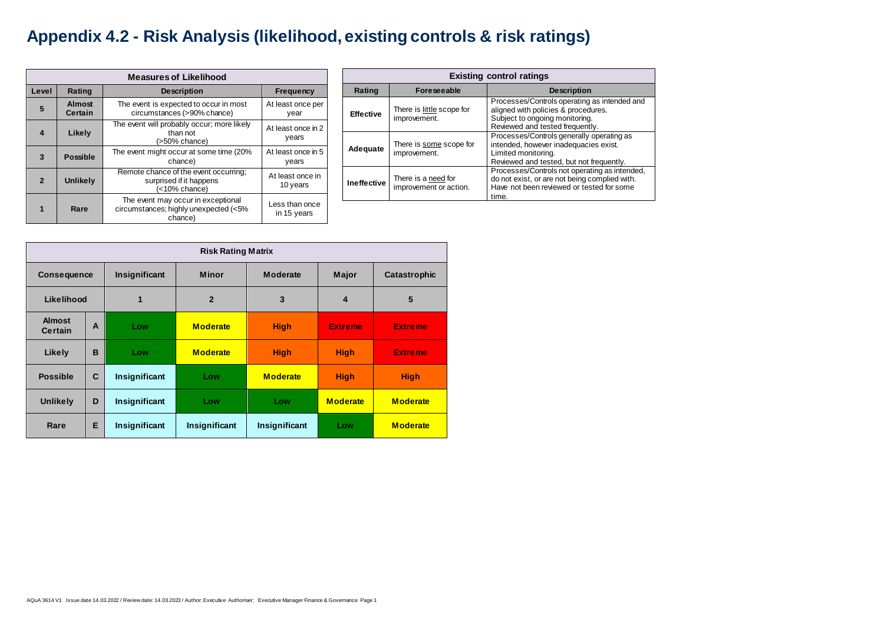# Appendix 4.2 - Risk Analysis (likelihood, existing controls & risk ratings)

| Measures of Likelihood | | | |
|---|---|---|---|
| **Level** | **Rating** | **Description** | **Frequency** |
| **5** | **Almost Certain** | The event is expected to occur in most circumstances (>90% chance) | At least once per year |
| **4** | **Likely** | The event will probably occur; more likely than not (>50% chance) | At least once in 2 years |
| **3** | **Possible** | The event might occur at some time (20% chance) | At least once in 5 years |
| **2** | **Unlikely** | Remote chance of the event occurring; surprised if it happens (<10% chance) | At least once in 10 years |
| **1** | **Rare** | The event may occur in exceptional circumstances; highly unexpected (<5% chance) | Less than once in 15 years |

| Existing control ratings | | |
|---|---|---|
| **Rating** | **Foreseeable** | **Description** |
| **Effective** | There is little scope for improvement. | Processes/Controls operating as intended and aligned with policies & procedures. Subject to ongoing monitoring. Reviewed and tested frequently. |
| **Adequate** | There is some scope for improvement. | Processes/Controls generally operating as intended, however inadequacies exist. Limited monitoring. Reviewed and tested, but not frequently. |
| **Ineffective** | There is a need for improvement or action. | Processes/Controls not operating as intended, do not exist, or are not being complied with. Have not been reviewed or tested for some time. |

| Risk Rating Matrix | | | | | | |
|---|---|---|---|---|---|---|
| **Consequence** | | **Insignificant** | **Minor** | **Moderate** | **Major** | **Catastrophic** |
| **Likelihood** | | **1** | **2** | **3** | **4** | **5** |
| **Almost Certain** | **A** | Low | Moderate | High | Extreme | Extreme |
| **Likely** | **B** | Low | Moderate | High | High | Extreme |
| **Possible** | **C** | Insignificant | Low | Moderate | High | High |
| **Unlikely** | **D** | Insignificant | Low | Low | Moderate | Moderate |
| **Rare** | **E** | Insignificant | Insignificant | Insignificant | Low | Moderate |

AQuA 3614 V1 Issue date 14.03.2022 / Review date: 14.03.2023 / Author: Executive Authoriser; Executive Manager Finance & Governance Page 1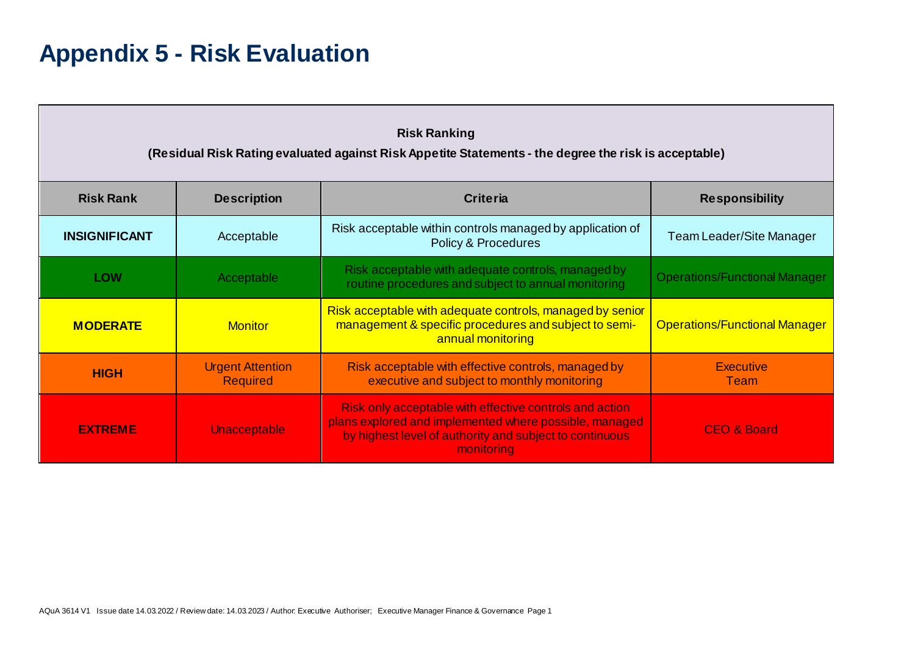# Appendix 5 - Risk Evaluation

| **Risk Ranking**<br>**(Residual Risk Rating evaluated against Risk Appetite Statements - the degree the risk is acceptable)** | | | |
|---|---|---|---|
| **Risk Rank** | **Description** | **Criteria** | **Responsibility** |
| **INSIGNIFICANT** | Acceptable | Risk acceptable within controls managed by application of Policy & Procedures | Team Leader/Site Manager |
| **LOW** | Acceptable | Risk acceptable with adequate controls, managed by routine procedures and subject to annual monitoring | Operations/Functional Manager |
| **MODERATE** | Monitor | Risk acceptable with adequate controls, managed by senior management & specific procedures and subject to semi-annual monitoring | Operations/Functional Manager |
| **HIGH** | Urgent Attention Required | Risk acceptable with effective controls, managed by executive and subject to monthly monitoring | Executive Team |
| **EXTREME** | Unacceptable | Risk only acceptable with effective controls and action plans explored and implemented where possible, managed by highest level of authority and subject to continuous monitoring | CEO & Board |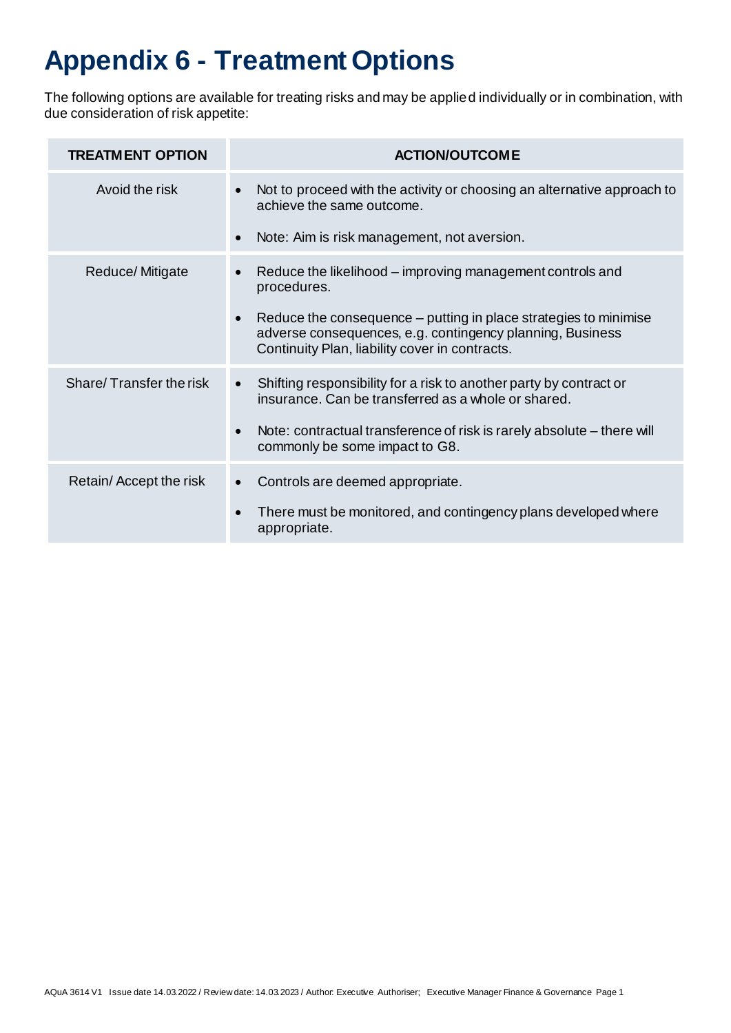# Appendix 6 - Treatment Options

The following options are available for treating risks and may be applied individually or in combination, with due consideration of risk appetite:

| TREATMENT OPTION | ACTION/OUTCOME |
|---|---|
| Avoid the risk | • Not to proceed with the activity or choosing an alternative approach to achieve the same outcome.<br>• Note: Aim is risk management, not aversion. |
| Reduce/ Mitigate | • Reduce the likelihood – improving management controls and procedures.<br>• Reduce the consequence – putting in place strategies to minimise adverse consequences, e.g. contingency planning, Business Continuity Plan, liability cover in contracts. |
| Share/ Transfer the risk | • Shifting responsibility for a risk to another party by contract or insurance. Can be transferred as a whole or shared.<br>• Note: contractual transference of risk is rarely absolute – there will commonly be some impact to G8. |
| Retain/ Accept the risk | • Controls are deemed appropriate.<br>• There must be monitored, and contingency plans developed where appropriate. |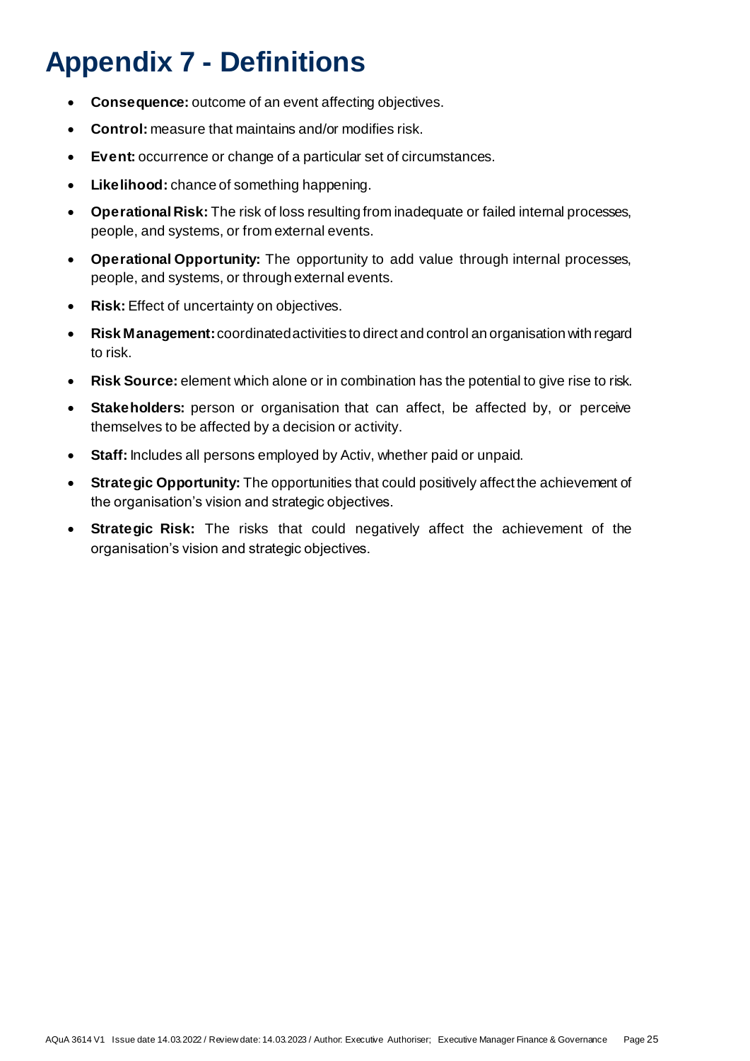# Appendix 7 - Definitions

- **Consequence:** outcome of an event affecting objectives.
- **Control:** measure that maintains and/or modifies risk.
- **Event:** occurrence or change of a particular set of circumstances.
- **Likelihood:** chance of something happening.
- **Operational Risk:** The risk of loss resulting from inadequate or failed internal processes, people, and systems, or from external events.
- **Operational Opportunity:** The opportunity to add value through internal processes, people, and systems, or through external events.
- **Risk:** Effect of uncertainty on objectives.
- **Risk Management:** coordinated activities to direct and control an organisation with regard to risk.
- **Risk Source:** element which alone or in combination has the potential to give rise to risk.
- **Stakeholders:** person or organisation that can affect, be affected by, or perceive themselves to be affected by a decision or activity.
- **Staff:** Includes all persons employed by Activ, whether paid or unpaid.
- **Strategic Opportunity:** The opportunities that could positively affect the achievement of the organisation's vision and strategic objectives.
- **Strategic Risk:** The risks that could negatively affect the achievement of the organisation's vision and strategic objectives.